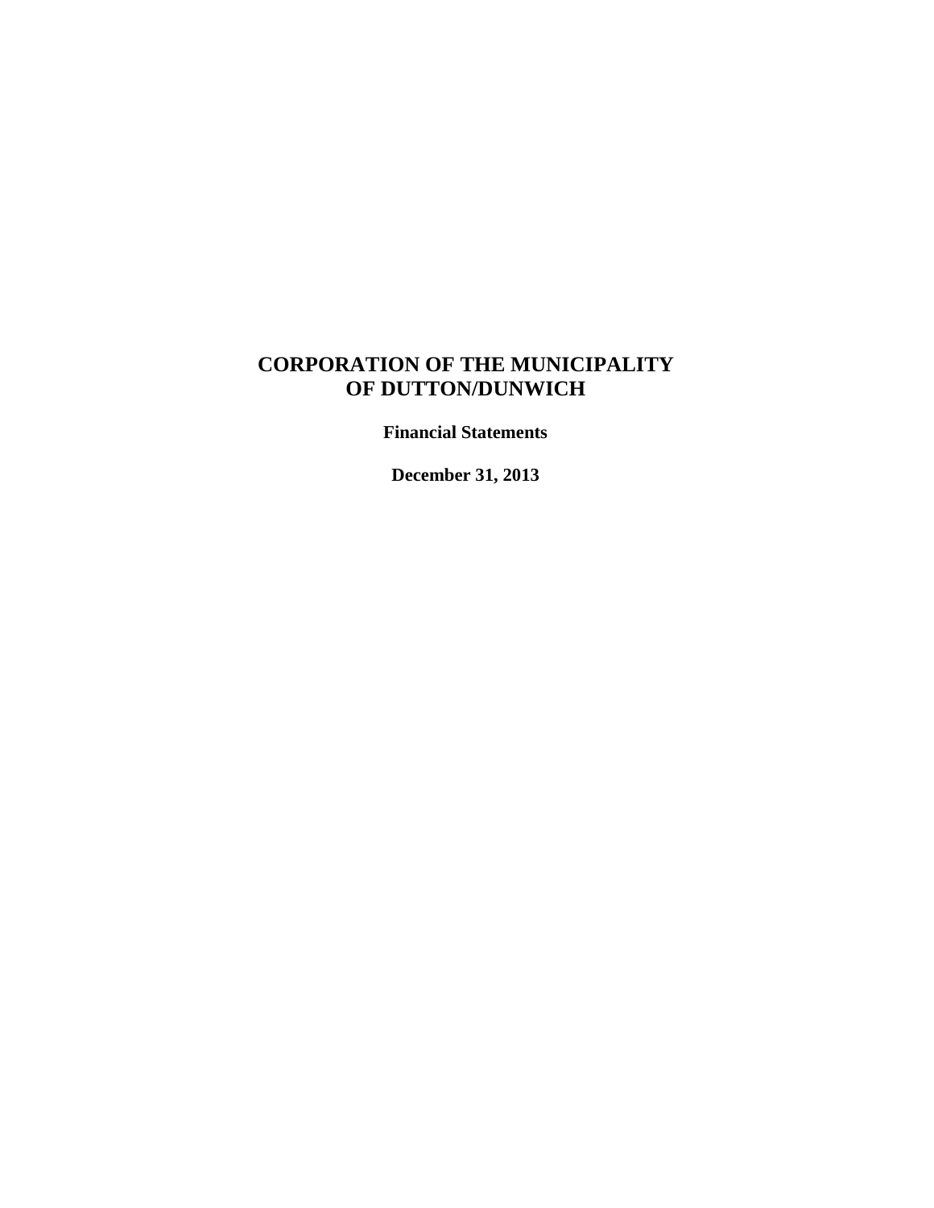# CORPORATION OF THE MUNICIPALITY OF DUTTON/DUNWICH

**Financial Statements**

**December 31, 2013**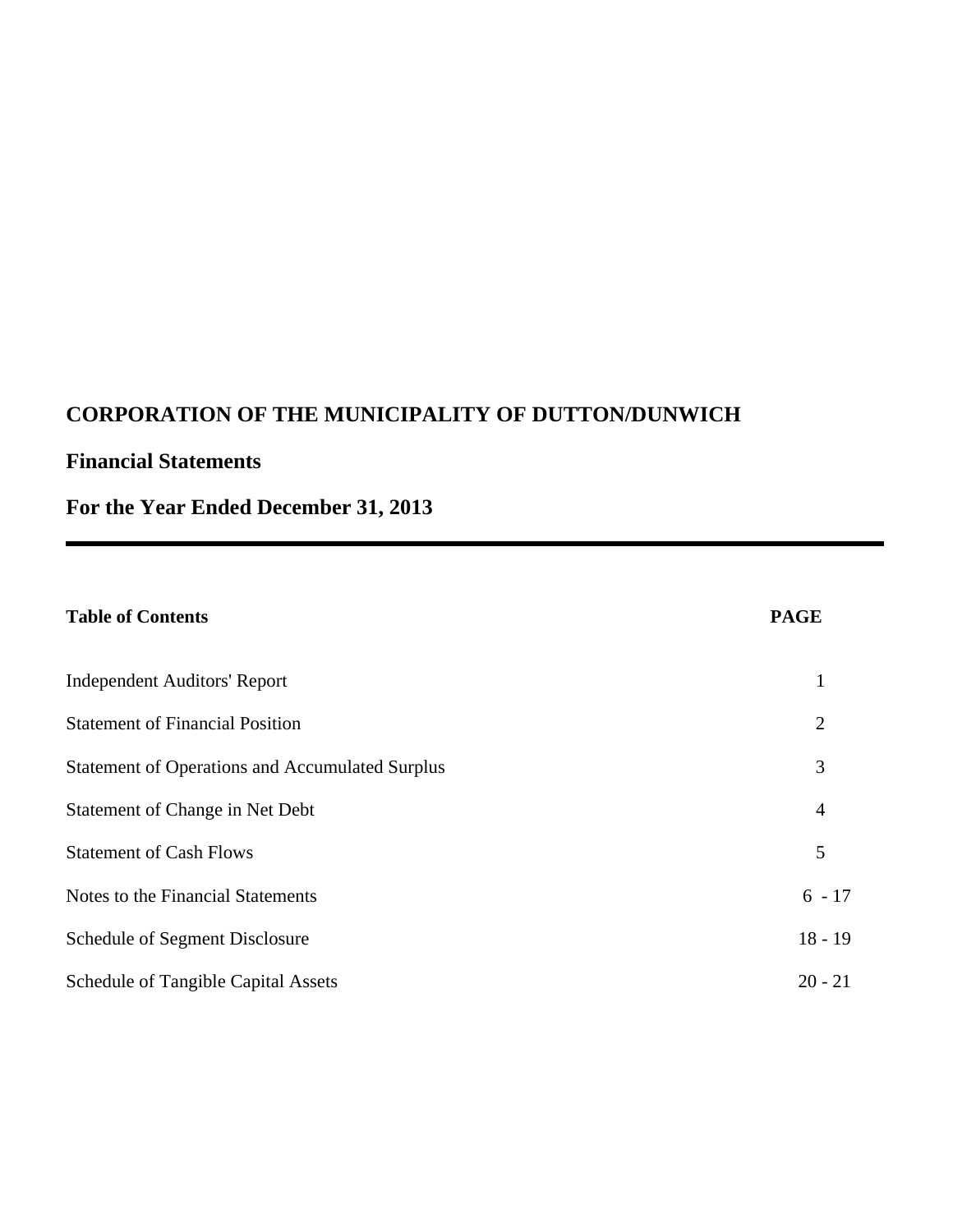# CORPORATION OF THE MUNICIPALITY OF DUTTON/DUNWICH

## Financial Statements

## For the Year Ended December 31, 2013

| Table of Contents | PAGE |
|---|---|
| Independent Auditors' Report | 1 |
| Statement of Financial Position | 2 |
| Statement of Operations and Accumulated Surplus | 3 |
| Statement of Change in Net Debt | 4 |
| Statement of Cash Flows | 5 |
| Notes to the Financial Statements | 6 - 17 |
| Schedule of Segment Disclosure | 18 - 19 |
| Schedule of Tangible Capital Assets | 20 - 21 |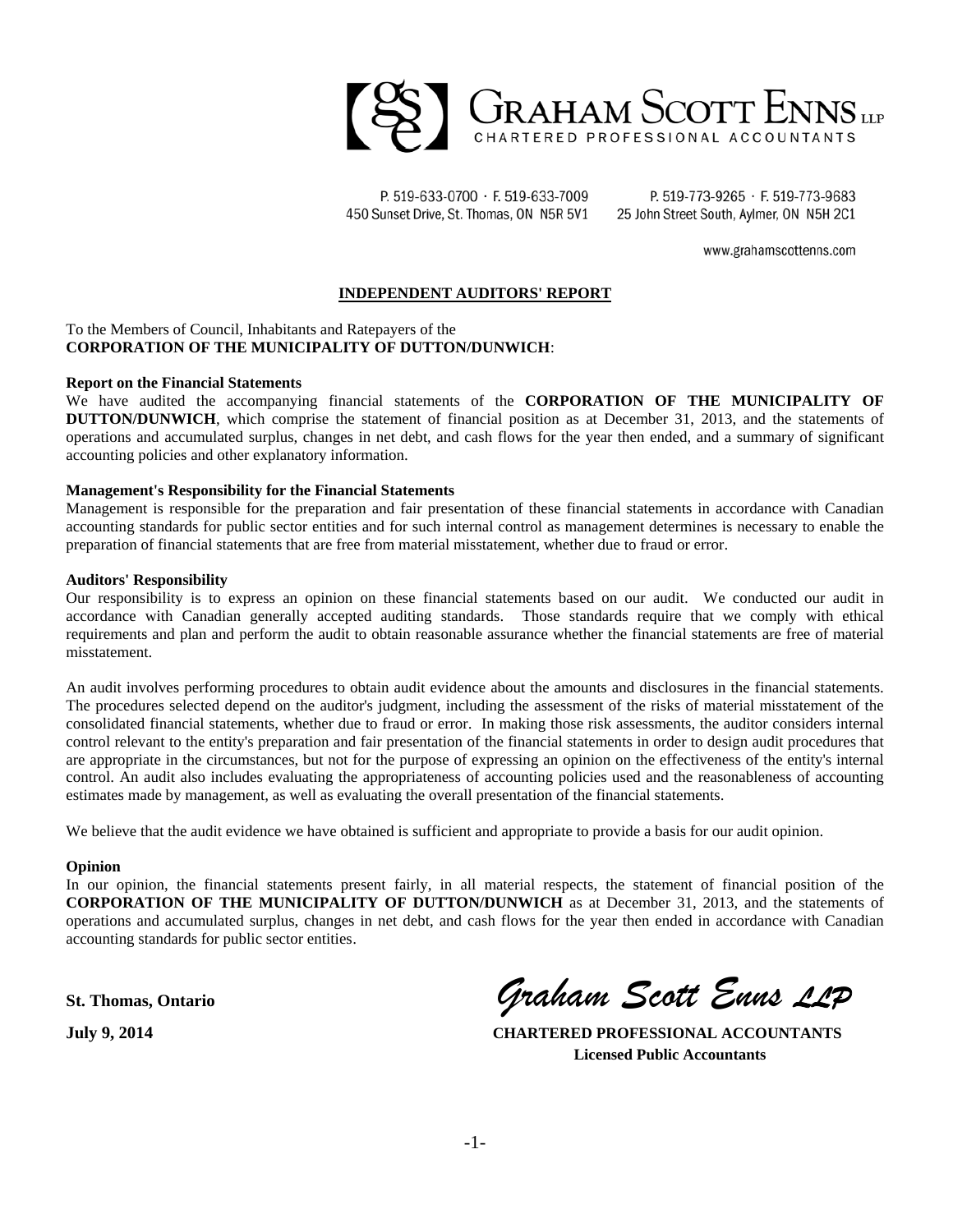**GRAHAM SCOTT ENNS LLP**
CHARTERED PROFESSIONAL ACCOUNTANTS

P. 519-633-0700 · F. 519-633-7009
450 Sunset Drive, St. Thomas, ON N5R 5V1

P. 519-773-9265 · F. 519-773-9683
25 John Street South, Aylmer, ON N5H 2C1

www.grahamscottenns.com

## INDEPENDENT AUDITORS' REPORT

To the Members of Council, Inhabitants and Ratepayers of the
**CORPORATION OF THE MUNICIPALITY OF DUTTON/DUNWICH**:

**Report on the Financial Statements**

We have audited the accompanying financial statements of the **CORPORATION OF THE MUNICIPALITY OF DUTTON/DUNWICH**, which comprise the statement of financial position as at December 31, 2013, and the statements of operations and accumulated surplus, changes in net debt, and cash flows for the year then ended, and a summary of significant accounting policies and other explanatory information.

**Management's Responsibility for the Financial Statements**

Management is responsible for the preparation and fair presentation of these financial statements in accordance with Canadian accounting standards for public sector entities and for such internal control as management determines is necessary to enable the preparation of financial statements that are free from material misstatement, whether due to fraud or error.

**Auditors' Responsibility**

Our responsibility is to express an opinion on these financial statements based on our audit. We conducted our audit in accordance with Canadian generally accepted auditing standards. Those standards require that we comply with ethical requirements and plan and perform the audit to obtain reasonable assurance whether the financial statements are free of material misstatement.

An audit involves performing procedures to obtain audit evidence about the amounts and disclosures in the financial statements. The procedures selected depend on the auditor's judgment, including the assessment of the risks of material misstatement of the consolidated financial statements, whether due to fraud or error. In making those risk assessments, the auditor considers internal control relevant to the entity's preparation and fair presentation of the financial statements in order to design audit procedures that are appropriate in the circumstances, but not for the purpose of expressing an opinion on the effectiveness of the entity's internal control. An audit also includes evaluating the appropriateness of accounting policies used and the reasonableness of accounting estimates made by management, as well as evaluating the overall presentation of the financial statements.

We believe that the audit evidence we have obtained is sufficient and appropriate to provide a basis for our audit opinion.

**Opinion**

In our opinion, the financial statements present fairly, in all material respects, the statement of financial position of the **CORPORATION OF THE MUNICIPALITY OF DUTTON/DUNWICH** as at December 31, 2013, and the statements of operations and accumulated surplus, changes in net debt, and cash flows for the year then ended in accordance with Canadian accounting standards for public sector entities.

**St. Thomas, Ontario**

**July 9, 2014**

*Graham Scott Enns LLP*

**CHARTERED PROFESSIONAL ACCOUNTANTS**
**Licensed Public Accountants**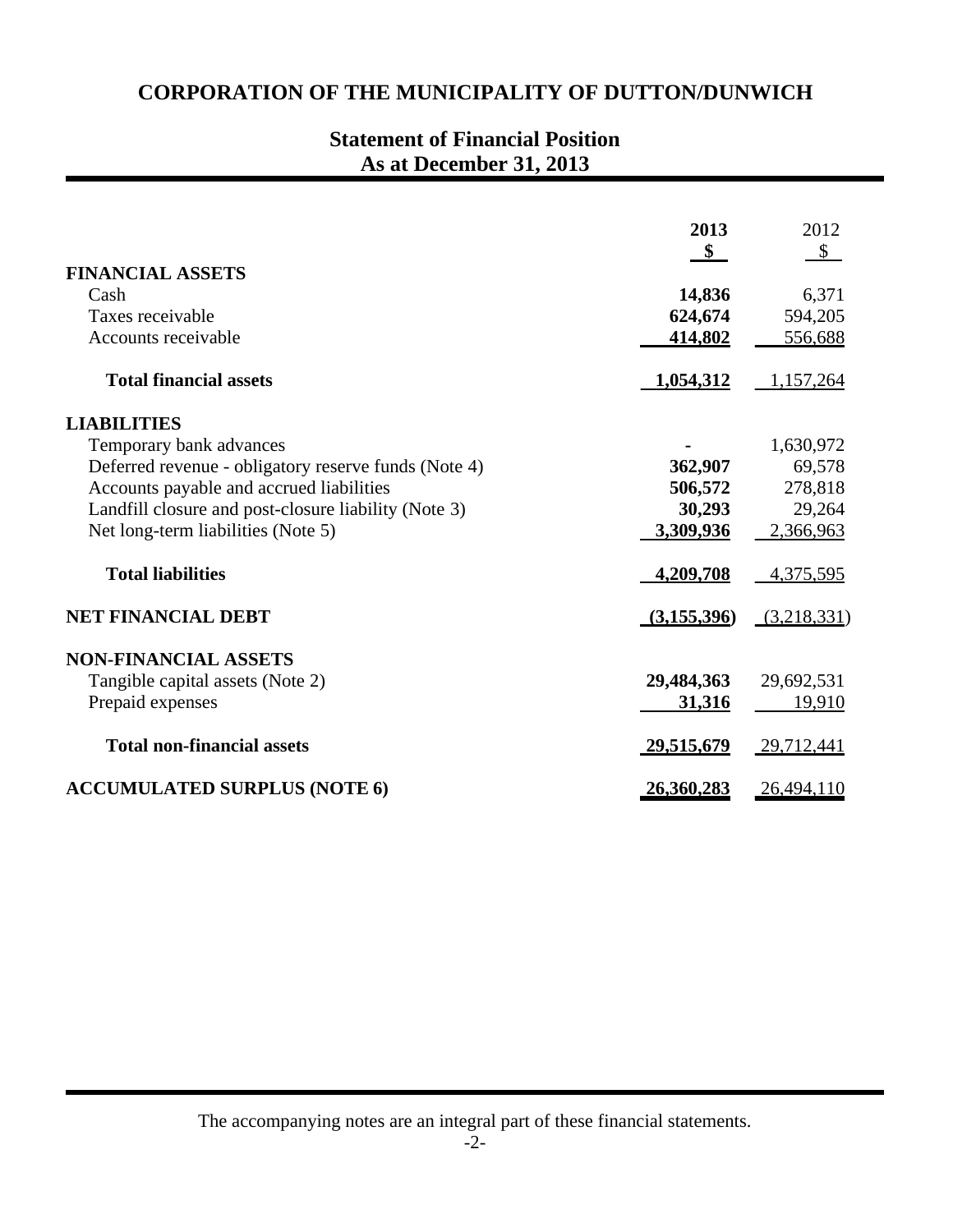# CORPORATION OF THE MUNICIPALITY OF DUTTON/DUNWICH

## Statement of Financial Position
## As at December 31, 2013

| | 2013 | 2012 |
|---|---|---|
| | $ | $ |
| **FINANCIAL ASSETS** | | |
| Cash | **14,836** | 6,371 |
| Taxes receivable | **624,674** | 594,205 |
| Accounts receivable | **414,802** | 556,688 |
| **Total financial assets** | **1,054,312** | 1,157,264 |
| **LIABILITIES** | | |
| Temporary bank advances | **-** | 1,630,972 |
| Deferred revenue - obligatory reserve funds (Note 4) | **362,907** | 69,578 |
| Accounts payable and accrued liabilities | **506,572** | 278,818 |
| Landfill closure and post-closure liability (Note 3) | **30,293** | 29,264 |
| Net long-term liabilities (Note 5) | **3,309,936** | 2,366,963 |
| **Total liabilities** | **4,209,708** | 4,375,595 |
| **NET FINANCIAL DEBT** | **(3,155,396)** | (3,218,331) |
| **NON-FINANCIAL ASSETS** | | |
| Tangible capital assets (Note 2) | **29,484,363** | 29,692,531 |
| Prepaid expenses | **31,316** | 19,910 |
| **Total non-financial assets** | **29,515,679** | 29,712,441 |
| **ACCUMULATED SURPLUS (NOTE 6)** | **26,360,283** | 26,494,110 |

The accompanying notes are an integral part of these financial statements.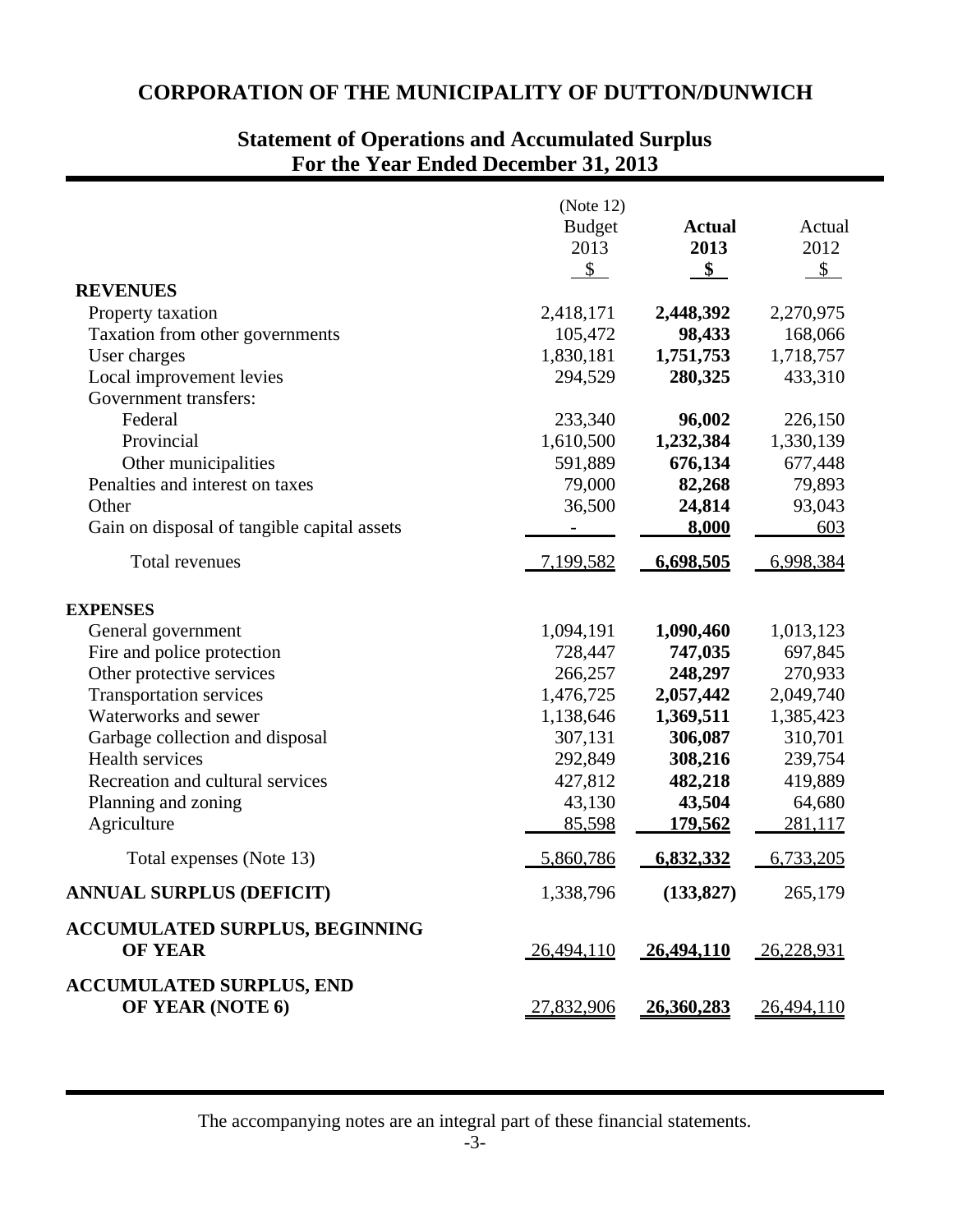# CORPORATION OF THE MUNICIPALITY OF DUTTON/DUNWICH

## Statement of Operations and Accumulated Surplus
## For the Year Ended December 31, 2013

| | (Note 12) Budget 2013 $ | **Actual 2013 $** | Actual 2012 $ |
|---|---|---|---|
| **REVENUES** | | | |
| Property taxation | 2,418,171 | **2,448,392** | 2,270,975 |
| Taxation from other governments | 105,472 | **98,433** | 168,066 |
| User charges | 1,830,181 | **1,751,753** | 1,718,757 |
| Local improvement levies | 294,529 | **280,325** | 433,310 |
| Government transfers: | | | |
| Federal | 233,340 | **96,002** | 226,150 |
| Provincial | 1,610,500 | **1,232,384** | 1,330,139 |
| Other municipalities | 591,889 | **676,134** | 677,448 |
| Penalties and interest on taxes | 79,000 | **82,268** | 79,893 |
| Other | 36,500 | **24,814** | 93,043 |
| Gain on disposal of tangible capital assets | - | **8,000** | 603 |
| Total revenues | 7,199,582 | **6,698,505** | 6,998,384 |
| **EXPENSES** | | | |
| General government | 1,094,191 | **1,090,460** | 1,013,123 |
| Fire and police protection | 728,447 | **747,035** | 697,845 |
| Other protective services | 266,257 | **248,297** | 270,933 |
| Transportation services | 1,476,725 | **2,057,442** | 2,049,740 |
| Waterworks and sewer | 1,138,646 | **1,369,511** | 1,385,423 |
| Garbage collection and disposal | 307,131 | **306,087** | 310,701 |
| Health services | 292,849 | **308,216** | 239,754 |
| Recreation and cultural services | 427,812 | **482,218** | 419,889 |
| Planning and zoning | 43,130 | **43,504** | 64,680 |
| Agriculture | 85,598 | **179,562** | 281,117 |
| Total expenses (Note 13) | 5,860,786 | **6,832,332** | 6,733,205 |
| **ANNUAL SURPLUS (DEFICIT)** | 1,338,796 | **(133,827)** | 265,179 |
| **ACCUMULATED SURPLUS, BEGINNING OF YEAR** | 26,494,110 | **26,494,110** | 26,228,931 |
| **ACCUMULATED SURPLUS, END OF YEAR (NOTE 6)** | 27,832,906 | **26,360,283** | 26,494,110 |

The accompanying notes are an integral part of these financial statements.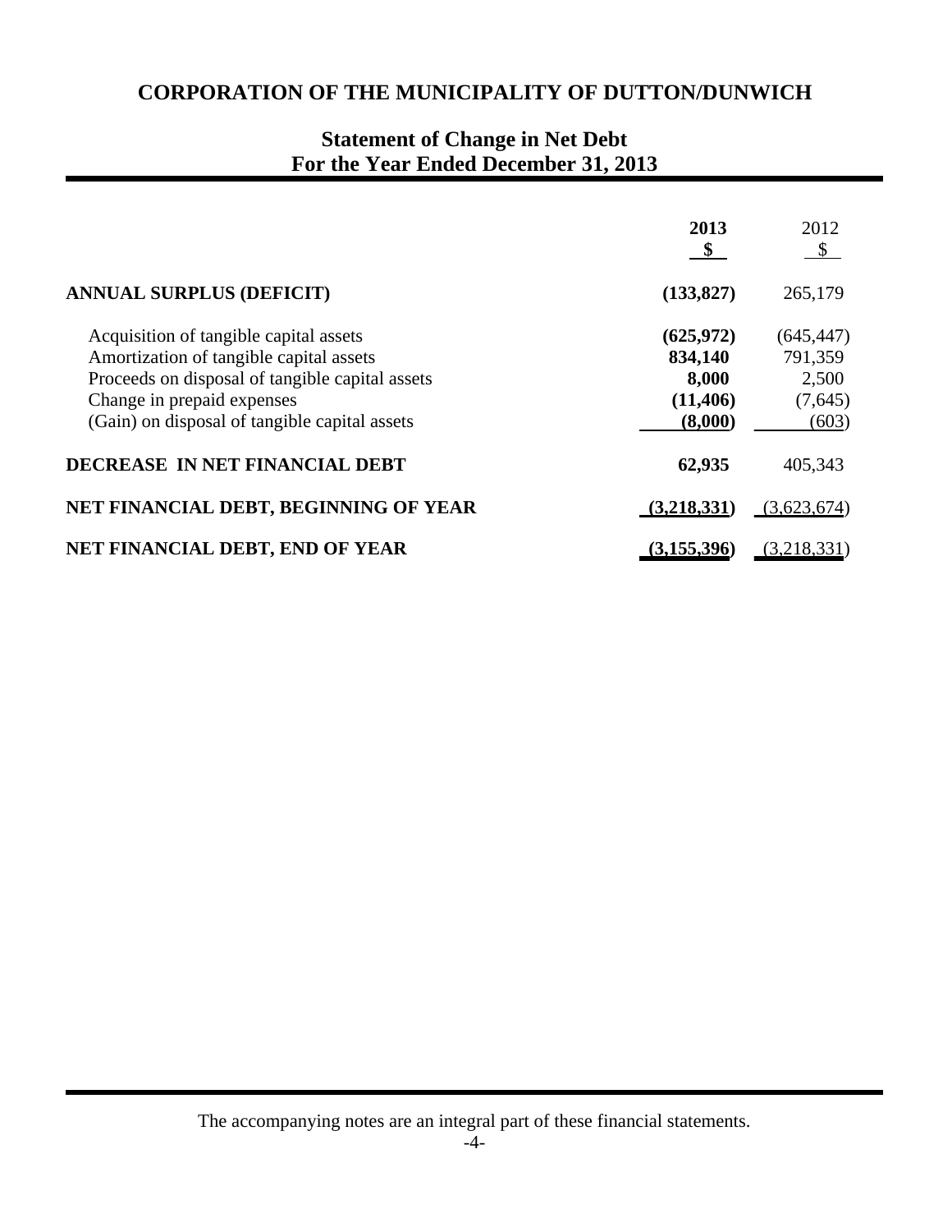# CORPORATION OF THE MUNICIPALITY OF DUTTON/DUNWICH

## Statement of Change in Net Debt
## For the Year Ended December 31, 2013

| | **2013** **$** | 2012 $ |
|---|---|---|
| **ANNUAL SURPLUS (DEFICIT)** | **(133,827)** | 265,179 |
| Acquisition of tangible capital assets | **(625,972)** | (645,447) |
| Amortization of tangible capital assets | **834,140** | 791,359 |
| Proceeds on disposal of tangible capital assets | **8,000** | 2,500 |
| Change in prepaid expenses | **(11,406)** | (7,645) |
| (Gain) on disposal of tangible capital assets | **(8,000)** | (603) |
| **DECREASE IN NET FINANCIAL DEBT** | **62,935** | 405,343 |
| **NET FINANCIAL DEBT, BEGINNING OF YEAR** | **(3,218,331)** | (3,623,674) |
| **NET FINANCIAL DEBT, END OF YEAR** | **(3,155,396)** | (3,218,331) |

The accompanying notes are an integral part of these financial statements.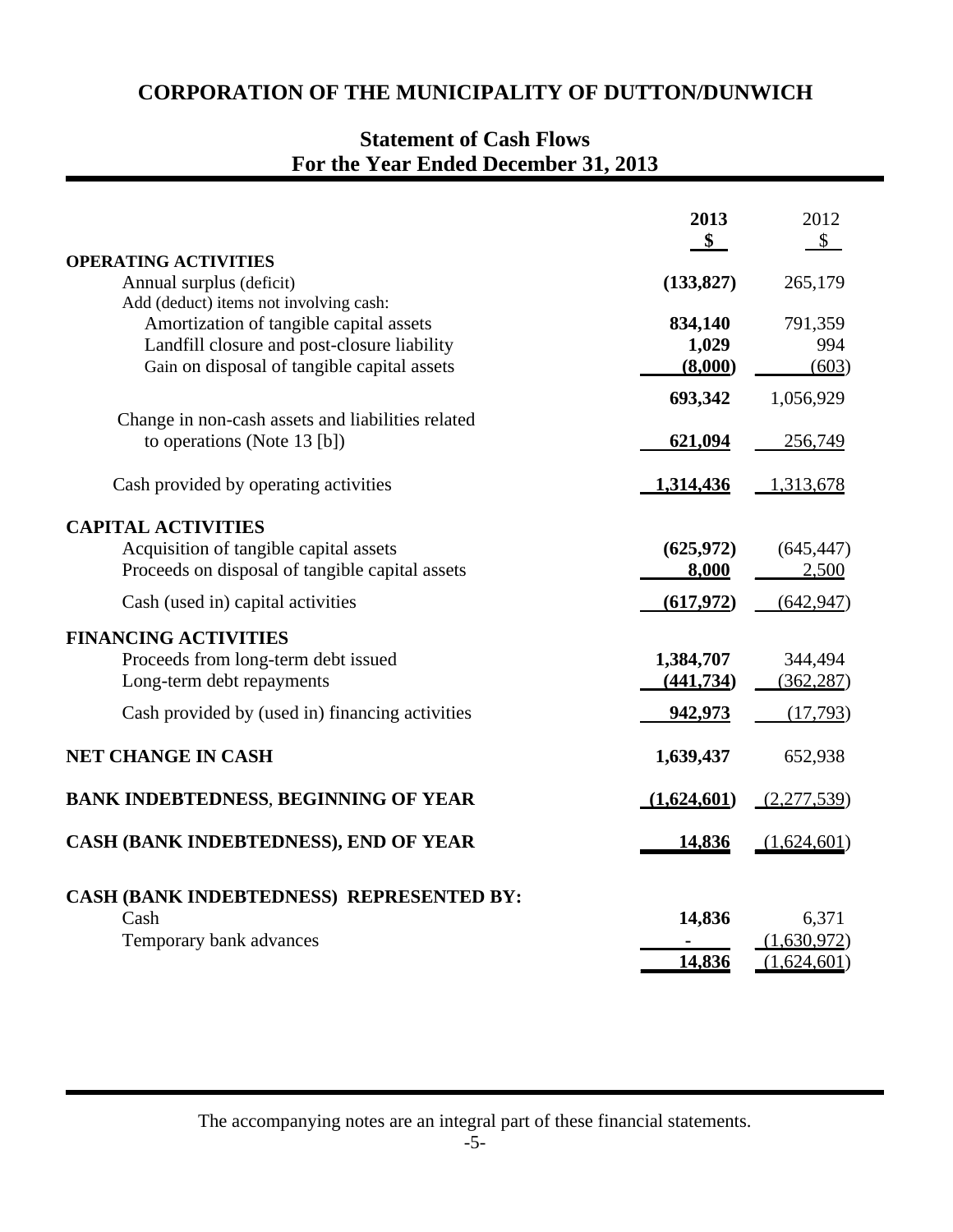# CORPORATION OF THE MUNICIPALITY OF DUTTON/DUNWICH

## Statement of Cash Flows
## For the Year Ended December 31, 2013

| | 2013 | 2012 |
|---|---|---|
| | **$** | $ |
| **OPERATING ACTIVITIES** | | |
| Annual surplus (deficit) | **(133,827)** | 265,179 |
| Add (deduct) items not involving cash: | | |
| Amortization of tangible capital assets | **834,140** | 791,359 |
| Landfill closure and post-closure liability | **1,029** | 994 |
| Gain on disposal of tangible capital assets | **(8,000)** | (603) |
| | **693,342** | 1,056,929 |
| Change in non-cash assets and liabilities related to operations (Note 13 [b]) | **621,094** | 256,749 |
| Cash provided by operating activities | **1,314,436** | 1,313,678 |
| **CAPITAL ACTIVITIES** | | |
| Acquisition of tangible capital assets | **(625,972)** | (645,447) |
| Proceeds on disposal of tangible capital assets | **8,000** | 2,500 |
| Cash (used in) capital activities | **(617,972)** | (642,947) |
| **FINANCING ACTIVITIES** | | |
| Proceeds from long-term debt issued | **1,384,707** | 344,494 |
| Long-term debt repayments | **(441,734)** | (362,287) |
| Cash provided by (used in) financing activities | **942,973** | (17,793) |
| **NET CHANGE IN CASH** | **1,639,437** | 652,938 |
| **BANK INDEBTEDNESS, BEGINNING OF YEAR** | **(1,624,601)** | (2,277,539) |
| **CASH (BANK INDEBTEDNESS), END OF YEAR** | **14,836** | (1,624,601) |
| **CASH (BANK INDEBTEDNESS) REPRESENTED BY:** | | |
| Cash | **14,836** | 6,371 |
| Temporary bank advances | **-** | (1,630,972) |
| | **14,836** | (1,624,601) |

The accompanying notes are an integral part of these financial statements.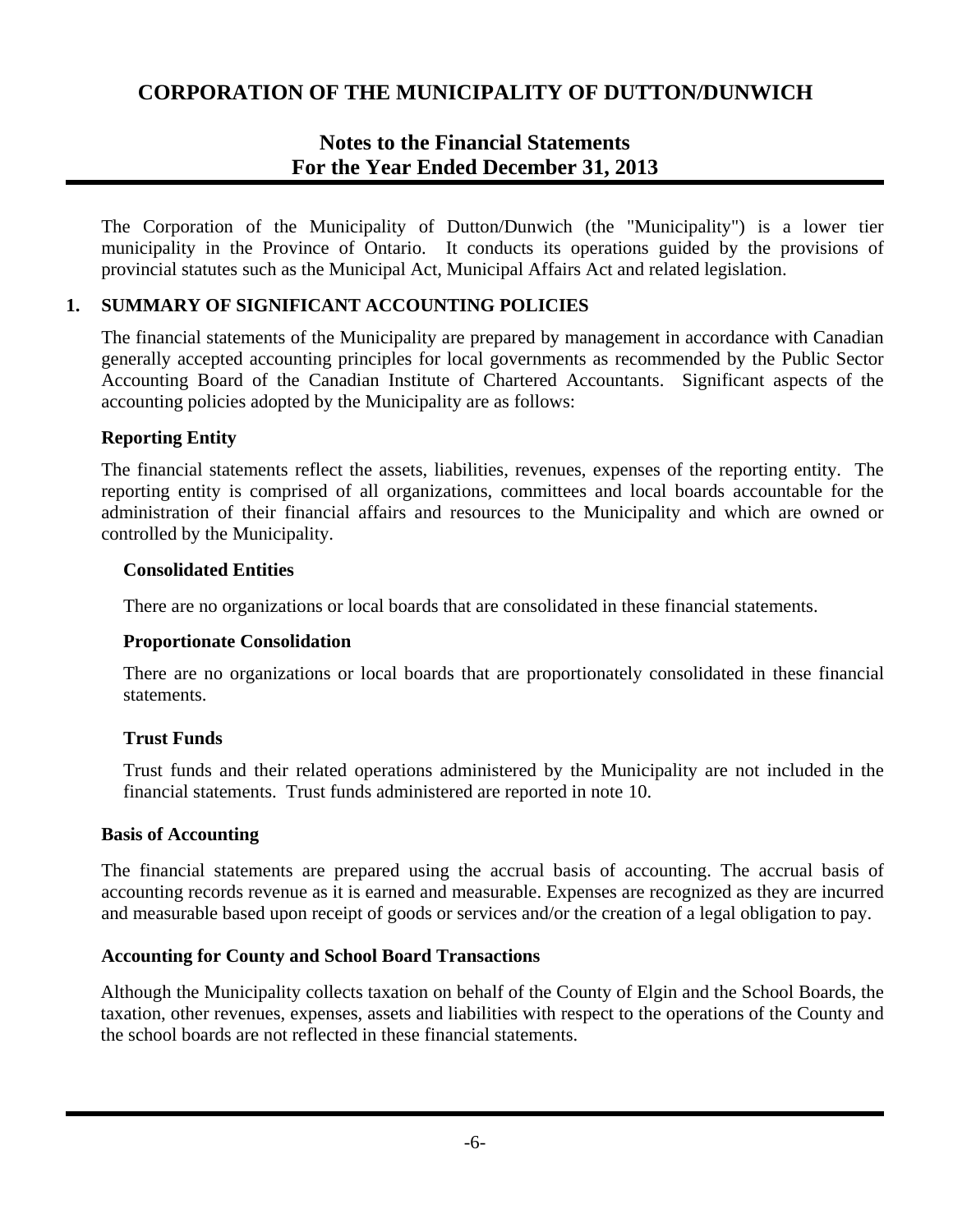# CORPORATION OF THE MUNICIPALITY OF DUTTON/DUNWICH

## Notes to the Financial Statements
## For the Year Ended December 31, 2013

The Corporation of the Municipality of Dutton/Dunwich (the "Municipality") is a lower tier municipality in the Province of Ontario. It conducts its operations guided by the provisions of provincial statutes such as the Municipal Act, Municipal Affairs Act and related legislation.

### 1. SUMMARY OF SIGNIFICANT ACCOUNTING POLICIES

The financial statements of the Municipality are prepared by management in accordance with Canadian generally accepted accounting principles for local governments as recommended by the Public Sector Accounting Board of the Canadian Institute of Chartered Accountants. Significant aspects of the accounting policies adopted by the Municipality are as follows:

**Reporting Entity**

The financial statements reflect the assets, liabilities, revenues, expenses of the reporting entity. The reporting entity is comprised of all organizations, committees and local boards accountable for the administration of their financial affairs and resources to the Municipality and which are owned or controlled by the Municipality.

**Consolidated Entities**

There are no organizations or local boards that are consolidated in these financial statements.

**Proportionate Consolidation**

There are no organizations or local boards that are proportionately consolidated in these financial statements.

**Trust Funds**

Trust funds and their related operations administered by the Municipality are not included in the financial statements. Trust funds administered are reported in note 10.

**Basis of Accounting**

The financial statements are prepared using the accrual basis of accounting. The accrual basis of accounting records revenue as it is earned and measurable. Expenses are recognized as they are incurred and measurable based upon receipt of goods or services and/or the creation of a legal obligation to pay.

**Accounting for County and School Board Transactions**

Although the Municipality collects taxation on behalf of the County of Elgin and the School Boards, the taxation, other revenues, expenses, assets and liabilities with respect to the operations of the County and the school boards are not reflected in these financial statements.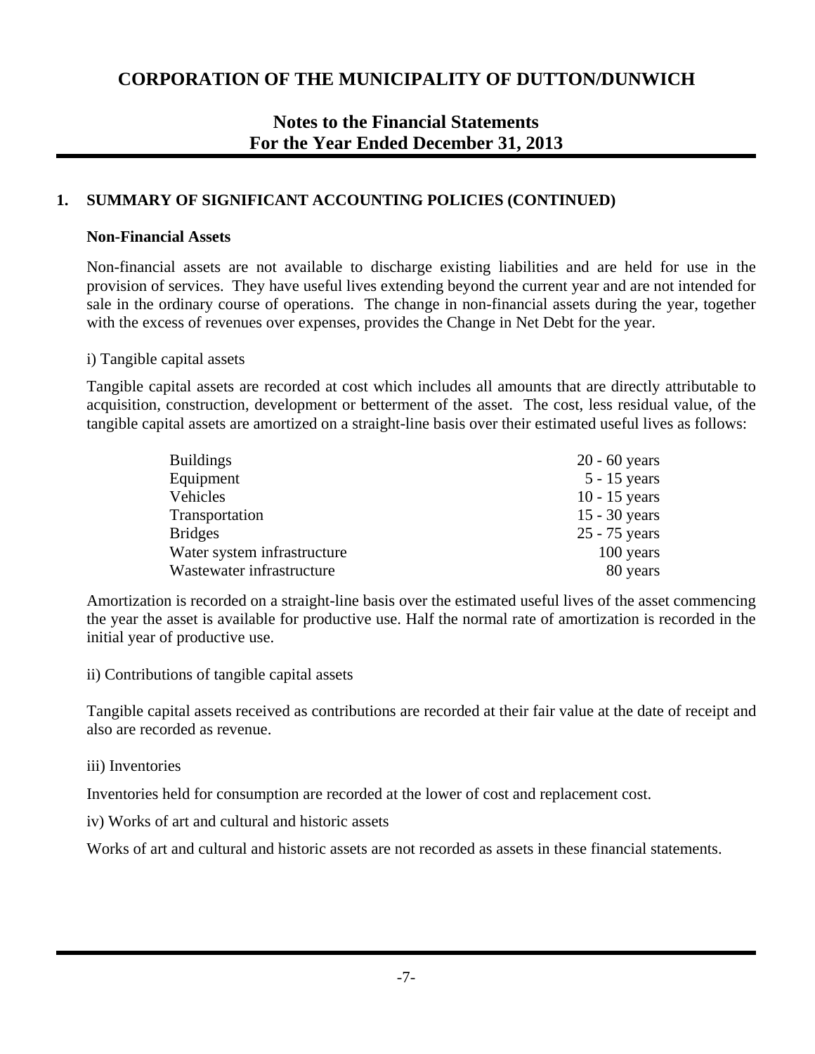# CORPORATION OF THE MUNICIPALITY OF DUTTON/DUNWICH

## Notes to the Financial Statements
## For the Year Ended December 31, 2013

### 1. SUMMARY OF SIGNIFICANT ACCOUNTING POLICIES (CONTINUED)

**Non-Financial Assets**

Non-financial assets are not available to discharge existing liabilities and are held for use in the provision of services. They have useful lives extending beyond the current year and are not intended for sale in the ordinary course of operations. The change in non-financial assets during the year, together with the excess of revenues over expenses, provides the Change in Net Debt for the year.

i) Tangible capital assets

Tangible capital assets are recorded at cost which includes all amounts that are directly attributable to acquisition, construction, development or betterment of the asset. The cost, less residual value, of the tangible capital assets are amortized on a straight-line basis over their estimated useful lives as follows:

| | |
|---|---|
| Buildings | 20 - 60 years |
| Equipment | 5 - 15 years |
| Vehicles | 10 - 15 years |
| Transportation | 15 - 30 years |
| Bridges | 25 - 75 years |
| Water system infrastructure | 100 years |
| Wastewater infrastructure | 80 years |

Amortization is recorded on a straight-line basis over the estimated useful lives of the asset commencing the year the asset is available for productive use. Half the normal rate of amortization is recorded in the initial year of productive use.

ii) Contributions of tangible capital assets

Tangible capital assets received as contributions are recorded at their fair value at the date of receipt and also are recorded as revenue.

iii) Inventories

Inventories held for consumption are recorded at the lower of cost and replacement cost.

iv) Works of art and cultural and historic assets

Works of art and cultural and historic assets are not recorded as assets in these financial statements.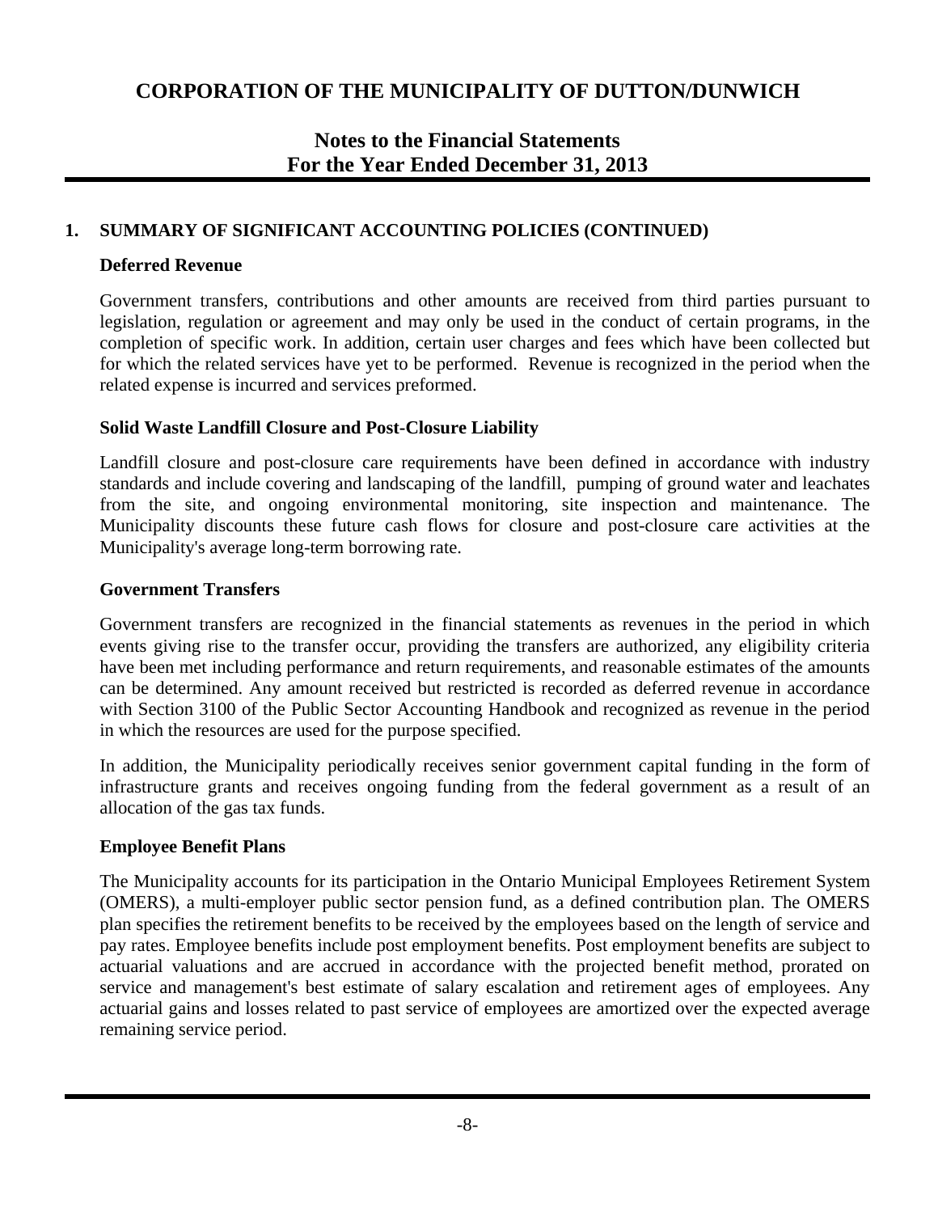# CORPORATION OF THE MUNICIPALITY OF DUTTON/DUNWICH

## Notes to the Financial Statements
## For the Year Ended December 31, 2013

### 1. SUMMARY OF SIGNIFICANT ACCOUNTING POLICIES (CONTINUED)

**Deferred Revenue**

Government transfers, contributions and other amounts are received from third parties pursuant to legislation, regulation or agreement and may only be used in the conduct of certain programs, in the completion of specific work. In addition, certain user charges and fees which have been collected but for which the related services have yet to be performed. Revenue is recognized in the period when the related expense is incurred and services preformed.

**Solid Waste Landfill Closure and Post-Closure Liability**

Landfill closure and post-closure care requirements have been defined in accordance with industry standards and include covering and landscaping of the landfill, pumping of ground water and leachates from the site, and ongoing environmental monitoring, site inspection and maintenance. The Municipality discounts these future cash flows for closure and post-closure care activities at the Municipality's average long-term borrowing rate.

**Government Transfers**

Government transfers are recognized in the financial statements as revenues in the period in which events giving rise to the transfer occur, providing the transfers are authorized, any eligibility criteria have been met including performance and return requirements, and reasonable estimates of the amounts can be determined. Any amount received but restricted is recorded as deferred revenue in accordance with Section 3100 of the Public Sector Accounting Handbook and recognized as revenue in the period in which the resources are used for the purpose specified.

In addition, the Municipality periodically receives senior government capital funding in the form of infrastructure grants and receives ongoing funding from the federal government as a result of an allocation of the gas tax funds.

**Employee Benefit Plans**

The Municipality accounts for its participation in the Ontario Municipal Employees Retirement System (OMERS), a multi-employer public sector pension fund, as a defined contribution plan. The OMERS plan specifies the retirement benefits to be received by the employees based on the length of service and pay rates. Employee benefits include post employment benefits. Post employment benefits are subject to actuarial valuations and are accrued in accordance with the projected benefit method, prorated on service and management's best estimate of salary escalation and retirement ages of employees. Any actuarial gains and losses related to past service of employees are amortized over the expected average remaining service period.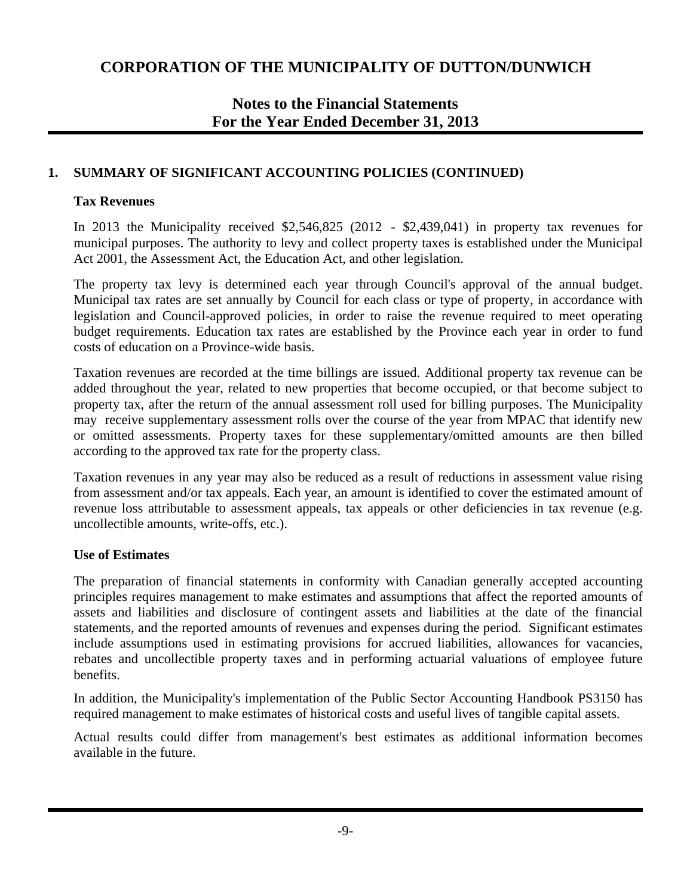# CORPORATION OF THE MUNICIPALITY OF DUTTON/DUNWICH

## Notes to the Financial Statements
## For the Year Ended December 31, 2013

### 1. SUMMARY OF SIGNIFICANT ACCOUNTING POLICIES (CONTINUED)

**Tax Revenues**

In 2013 the Municipality received $2,546,825 (2012 - $2,439,041) in property tax revenues for municipal purposes. The authority to levy and collect property taxes is established under the Municipal Act 2001, the Assessment Act, the Education Act, and other legislation.

The property tax levy is determined each year through Council's approval of the annual budget. Municipal tax rates are set annually by Council for each class or type of property, in accordance with legislation and Council-approved policies, in order to raise the revenue required to meet operating budget requirements. Education tax rates are established by the Province each year in order to fund costs of education on a Province-wide basis.

Taxation revenues are recorded at the time billings are issued. Additional property tax revenue can be added throughout the year, related to new properties that become occupied, or that become subject to property tax, after the return of the annual assessment roll used for billing purposes. The Municipality may receive supplementary assessment rolls over the course of the year from MPAC that identify new or omitted assessments. Property taxes for these supplementary/omitted amounts are then billed according to the approved tax rate for the property class.

Taxation revenues in any year may also be reduced as a result of reductions in assessment value rising from assessment and/or tax appeals. Each year, an amount is identified to cover the estimated amount of revenue loss attributable to assessment appeals, tax appeals or other deficiencies in tax revenue (e.g. uncollectible amounts, write-offs, etc.).

**Use of Estimates**

The preparation of financial statements in conformity with Canadian generally accepted accounting principles requires management to make estimates and assumptions that affect the reported amounts of assets and liabilities and disclosure of contingent assets and liabilities at the date of the financial statements, and the reported amounts of revenues and expenses during the period. Significant estimates include assumptions used in estimating provisions for accrued liabilities, allowances for vacancies, rebates and uncollectible property taxes and in performing actuarial valuations of employee future benefits.

In addition, the Municipality's implementation of the Public Sector Accounting Handbook PS3150 has required management to make estimates of historical costs and useful lives of tangible capital assets.

Actual results could differ from management's best estimates as additional information becomes available in the future.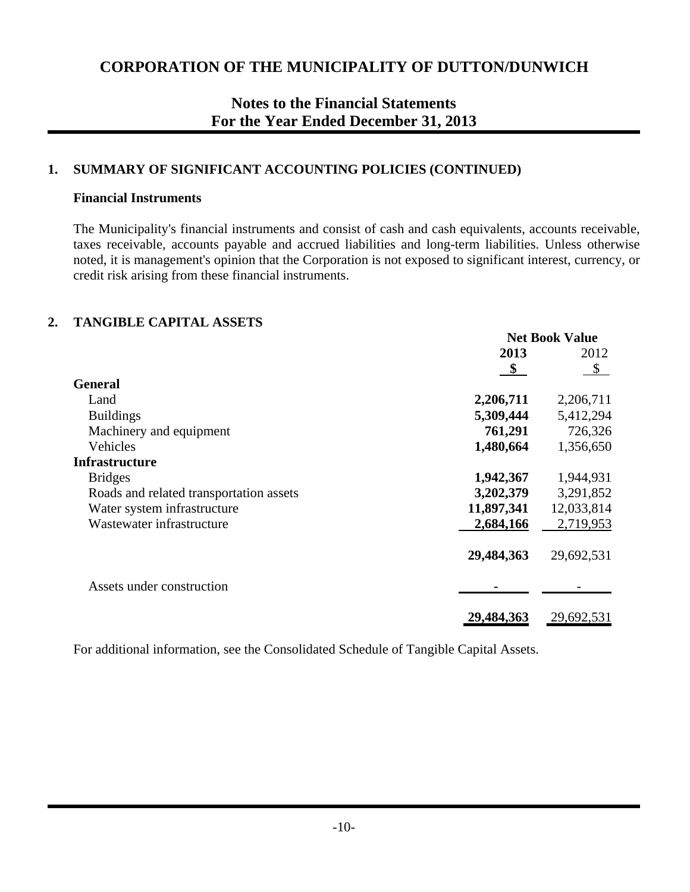# CORPORATION OF THE MUNICIPALITY OF DUTTON/DUNWICH

## Notes to the Financial Statements
## For the Year Ended December 31, 2013

### 1. SUMMARY OF SIGNIFICANT ACCOUNTING POLICIES (CONTINUED)

**Financial Instruments**

The Municipality's financial instruments and consist of cash and cash equivalents, accounts receivable, taxes receivable, accounts payable and accrued liabilities and long-term liabilities. Unless otherwise noted, it is management's opinion that the Corporation is not exposed to significant interest, currency, or credit risk arising from these financial instruments.

### 2. TANGIBLE CAPITAL ASSETS

| | Net Book Value | |
|---|---|---|
| | **2013** | 2012 |
| | **$** | $ |
| **General** | | |
| Land | **2,206,711** | 2,206,711 |
| Buildings | **5,309,444** | 5,412,294 |
| Machinery and equipment | **761,291** | 726,326 |
| Vehicles | **1,480,664** | 1,356,650 |
| **Infrastructure** | | |
| Bridges | **1,942,367** | 1,944,931 |
| Roads and related transportation assets | **3,202,379** | 3,291,852 |
| Water system infrastructure | **11,897,341** | 12,033,814 |
| Wastewater infrastructure | **2,684,166** | 2,719,953 |
| | **29,484,363** | 29,692,531 |
| Assets under construction | **-** | - |
| | **29,484,363** | 29,692,531 |

For additional information, see the Consolidated Schedule of Tangible Capital Assets.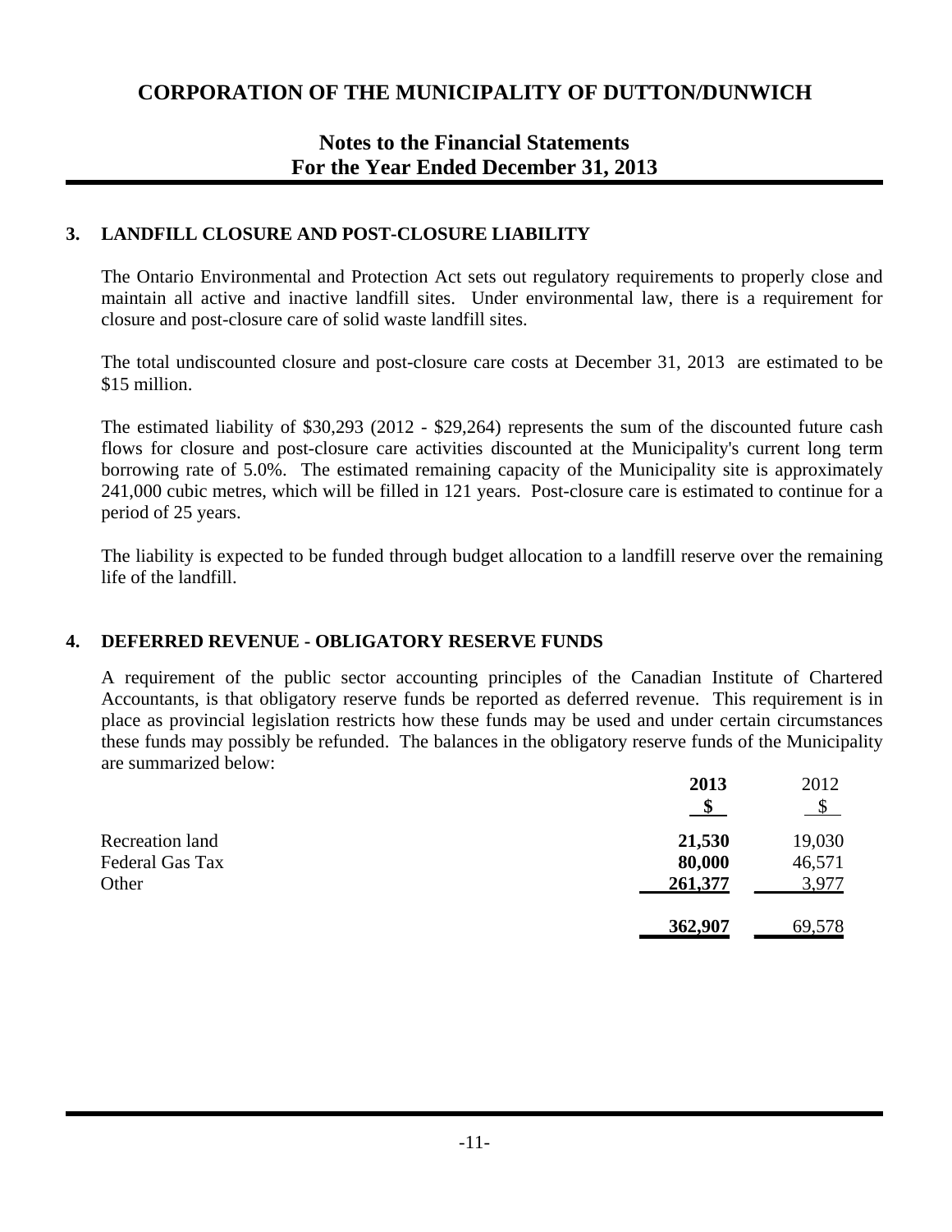# CORPORATION OF THE MUNICIPALITY OF DUTTON/DUNWICH

## Notes to the Financial Statements
## For the Year Ended December 31, 2013

### 3. LANDFILL CLOSURE AND POST-CLOSURE LIABILITY

The Ontario Environmental and Protection Act sets out regulatory requirements to properly close and maintain all active and inactive landfill sites. Under environmental law, there is a requirement for closure and post-closure care of solid waste landfill sites.

The total undiscounted closure and post-closure care costs at December 31, 2013 are estimated to be $15 million.

The estimated liability of $30,293 (2012 - $29,264) represents the sum of the discounted future cash flows for closure and post-closure care activities discounted at the Municipality's current long term borrowing rate of 5.0%. The estimated remaining capacity of the Municipality site is approximately 241,000 cubic metres, which will be filled in 121 years. Post-closure care is estimated to continue for a period of 25 years.

The liability is expected to be funded through budget allocation to a landfill reserve over the remaining life of the landfill.

### 4. DEFERRED REVENUE - OBLIGATORY RESERVE FUNDS

A requirement of the public sector accounting principles of the Canadian Institute of Chartered Accountants, is that obligatory reserve funds be reported as deferred revenue. This requirement is in place as provincial legislation restricts how these funds may be used and under certain circumstances these funds may possibly be refunded. The balances in the obligatory reserve funds of the Municipality are summarized below:

| | **2013** | 2012 |
|---|---|---|
| | **$** | $ |
| Recreation land | **21,530** | 19,030 |
| Federal Gas Tax | **80,000** | 46,571 |
| Other | **261,377** | 3,977 |
| | **362,907** | 69,578 |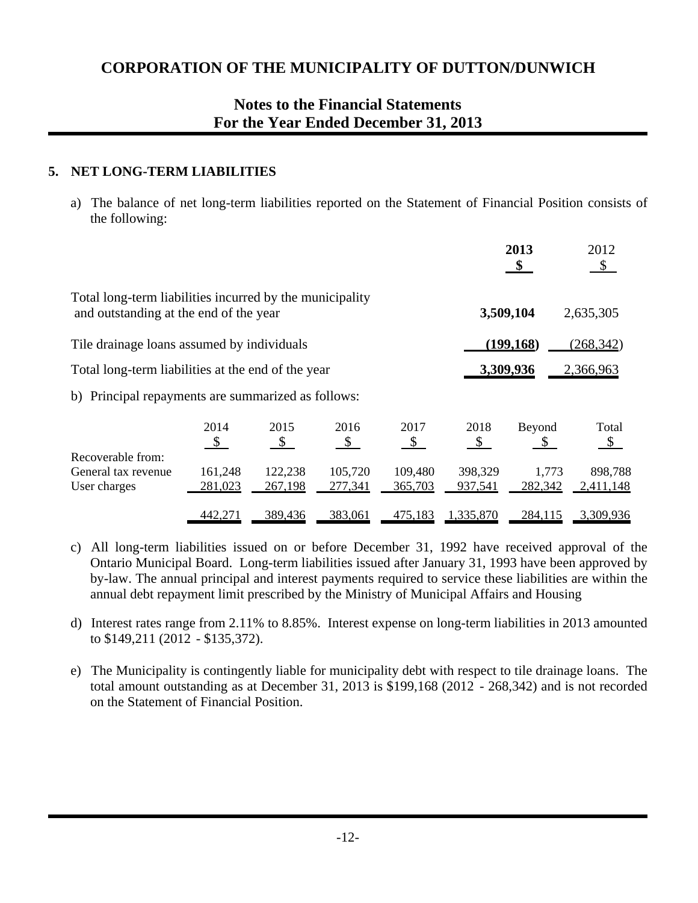# CORPORATION OF THE MUNICIPALITY OF DUTTON/DUNWICH

## Notes to the Financial Statements
## For the Year Ended December 31, 2013

### 5. NET LONG-TERM LIABILITIES

a) The balance of net long-term liabilities reported on the Statement of Financial Position consists of the following:

| | **2013** **$** | 2012 $ |
|---|---|---|
| Total long-term liabilities incurred by the municipality and outstanding at the end of the year | **3,509,104** | 2,635,305 |
| Tile drainage loans assumed by individuals | **(199,168)** | (268,342) |
| Total long-term liabilities at the end of the year | **3,309,936** | 2,366,963 |

b) Principal repayments are summarized as follows:

| | 2014 $ | 2015 $ | 2016 $ | 2017 $ | 2018 $ | Beyond $ | Total $ |
|---|---|---|---|---|---|---|---|
| Recoverable from: | | | | | | | |
| General tax revenue | 161,248 | 122,238 | 105,720 | 109,480 | 398,329 | 1,773 | 898,788 |
| User charges | 281,023 | 267,198 | 277,341 | 365,703 | 937,541 | 282,342 | 2,411,148 |
| | 442,271 | 389,436 | 383,061 | 475,183 | 1,335,870 | 284,115 | 3,309,936 |

c) All long-term liabilities issued on or before December 31, 1992 have received approval of the Ontario Municipal Board. Long-term liabilities issued after January 31, 1993 have been approved by by-law. The annual principal and interest payments required to service these liabilities are within the annual debt repayment limit prescribed by the Ministry of Municipal Affairs and Housing

d) Interest rates range from 2.11% to 8.85%. Interest expense on long-term liabilities in 2013 amounted to $149,211 (2012 - $135,372).

e) The Municipality is contingently liable for municipality debt with respect to tile drainage loans. The total amount outstanding as at December 31, 2013 is $199,168 (2012 - 268,342) and is not recorded on the Statement of Financial Position.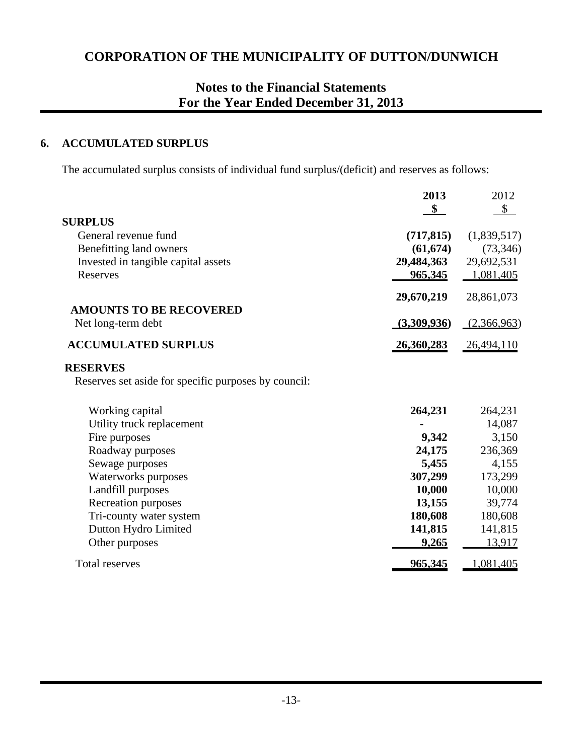# CORPORATION OF THE MUNICIPALITY OF DUTTON/DUNWICH

## Notes to the Financial Statements
## For the Year Ended December 31, 2013

### 6. ACCUMULATED SURPLUS

The accumulated surplus consists of individual fund surplus/(deficit) and reserves as follows:

| | **2013** | 2012 |
|---|---|---|
| | **$** | $ |
| **SURPLUS** | | |
| General revenue fund | **(717,815)** | (1,839,517) |
| Benefitting land owners | **(61,674)** | (73,346) |
| Invested in tangible capital assets | **29,484,363** | 29,692,531 |
| Reserves | **965,345** | 1,081,405 |
| | **29,670,219** | 28,861,073 |
| **AMOUNTS TO BE RECOVERED** | | |
| Net long-term debt | **(3,309,936)** | (2,366,963) |
| **ACCUMULATED SURPLUS** | **26,360,283** | 26,494,110 |

**RESERVES**

Reserves set aside for specific purposes by council:

| | **2013** | 2012 |
|---|---|---|
| Working capital | **264,231** | 264,231 |
| Utility truck replacement | **-** | 14,087 |
| Fire purposes | **9,342** | 3,150 |
| Roadway purposes | **24,175** | 236,369 |
| Sewage purposes | **5,455** | 4,155 |
| Waterworks purposes | **307,299** | 173,299 |
| Landfill purposes | **10,000** | 10,000 |
| Recreation purposes | **13,155** | 39,774 |
| Tri-county water system | **180,608** | 180,608 |
| Dutton Hydro Limited | **141,815** | 141,815 |
| Other purposes | **9,265** | 13,917 |
| Total reserves | **965,345** | 1,081,405 |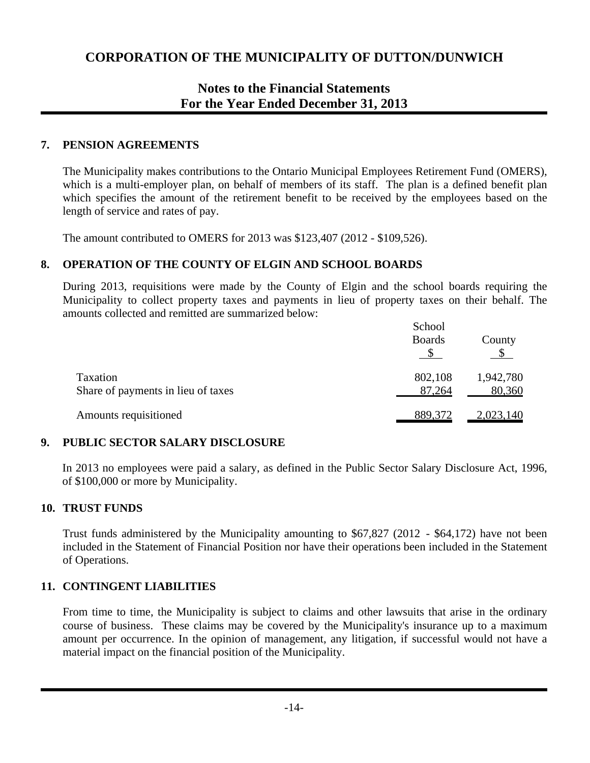# CORPORATION OF THE MUNICIPALITY OF DUTTON/DUNWICH

## Notes to the Financial Statements
## For the Year Ended December 31, 2013

### 7. PENSION AGREEMENTS

The Municipality makes contributions to the Ontario Municipal Employees Retirement Fund (OMERS), which is a multi-employer plan, on behalf of members of its staff. The plan is a defined benefit plan which specifies the amount of the retirement benefit to be received by the employees based on the length of service and rates of pay.

The amount contributed to OMERS for 2013 was $123,407 (2012 - $109,526).

### 8. OPERATION OF THE COUNTY OF ELGIN AND SCHOOL BOARDS

During 2013, requisitions were made by the County of Elgin and the school boards requiring the Municipality to collect property taxes and payments in lieu of property taxes on their behalf. The amounts collected and remitted are summarized below:

| | School Boards | County |
|---|---|---|
| | $ | $ |
| Taxation | 802,108 | 1,942,780 |
| Share of payments in lieu of taxes | 87,264 | 80,360 |
| Amounts requisitioned | 889,372 | 2,023,140 |

### 9. PUBLIC SECTOR SALARY DISCLOSURE

In 2013 no employees were paid a salary, as defined in the Public Sector Salary Disclosure Act, 1996, of $100,000 or more by Municipality.

### 10. TRUST FUNDS

Trust funds administered by the Municipality amounting to $67,827 (2012 - $64,172) have not been included in the Statement of Financial Position nor have their operations been included in the Statement of Operations.

### 11. CONTINGENT LIABILITIES

From time to time, the Municipality is subject to claims and other lawsuits that arise in the ordinary course of business. These claims may be covered by the Municipality's insurance up to a maximum amount per occurrence. In the opinion of management, any litigation, if successful would not have a material impact on the financial position of the Municipality.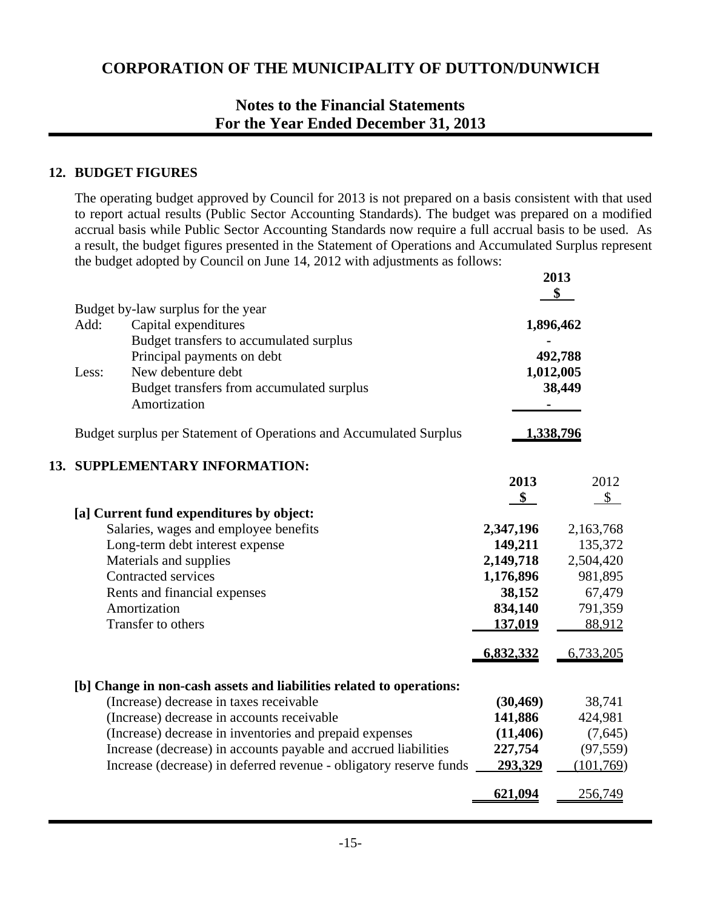# CORPORATION OF THE MUNICIPALITY OF DUTTON/DUNWICH

## Notes to the Financial Statements
## For the Year Ended December 31, 2013

### 12. BUDGET FIGURES

The operating budget approved by Council for 2013 is not prepared on a basis consistent with that used to report actual results (Public Sector Accounting Standards). The budget was prepared on a modified accrual basis while Public Sector Accounting Standards now require a full accrual basis to be used. As a result, the budget figures presented in the Statement of Operations and Accumulated Surplus represent the budget adopted by Council on June 14, 2012 with adjustments as follows:

| | | 2013 |
|---|---|---|
| | | $ |
| Budget by-law surplus for the year | | |
| Add: | Capital expenditures | 1,896,462 |
| | Budget transfers to accumulated surplus | - |
| | Principal payments on debt | 492,788 |
| Less: | New debenture debt | 1,012,005 |
| | Budget transfers from accumulated surplus | 38,449 |
| | Amortization | - |
| Budget surplus per Statement of Operations and Accumulated Surplus | | 1,338,796 |

### 13. SUPPLEMENTARY INFORMATION:

| | 2013 | 2012 |
|---|---|---|
| | $ | $ |
| **[a] Current fund expenditures by object:** | | |
| Salaries, wages and employee benefits | 2,347,196 | 2,163,768 |
| Long-term debt interest expense | 149,211 | 135,372 |
| Materials and supplies | 2,149,718 | 2,504,420 |
| Contracted services | 1,176,896 | 981,895 |
| Rents and financial expenses | 38,152 | 67,479 |
| Amortization | 834,140 | 791,359 |
| Transfer to others | 137,019 | 88,912 |
| | 6,832,332 | 6,733,205 |
| **[b] Change in non-cash assets and liabilities related to operations:** | | |
| (Increase) decrease in taxes receivable | (30,469) | 38,741 |
| (Increase) decrease in accounts receivable | 141,886 | 424,981 |
| (Increase) decrease in inventories and prepaid expenses | (11,406) | (7,645) |
| Increase (decrease) in accounts payable and accrued liabilities | 227,754 | (97,559) |
| Increase (decrease) in deferred revenue - obligatory reserve funds | 293,329 | (101,769) |
| | 621,094 | 256,749 |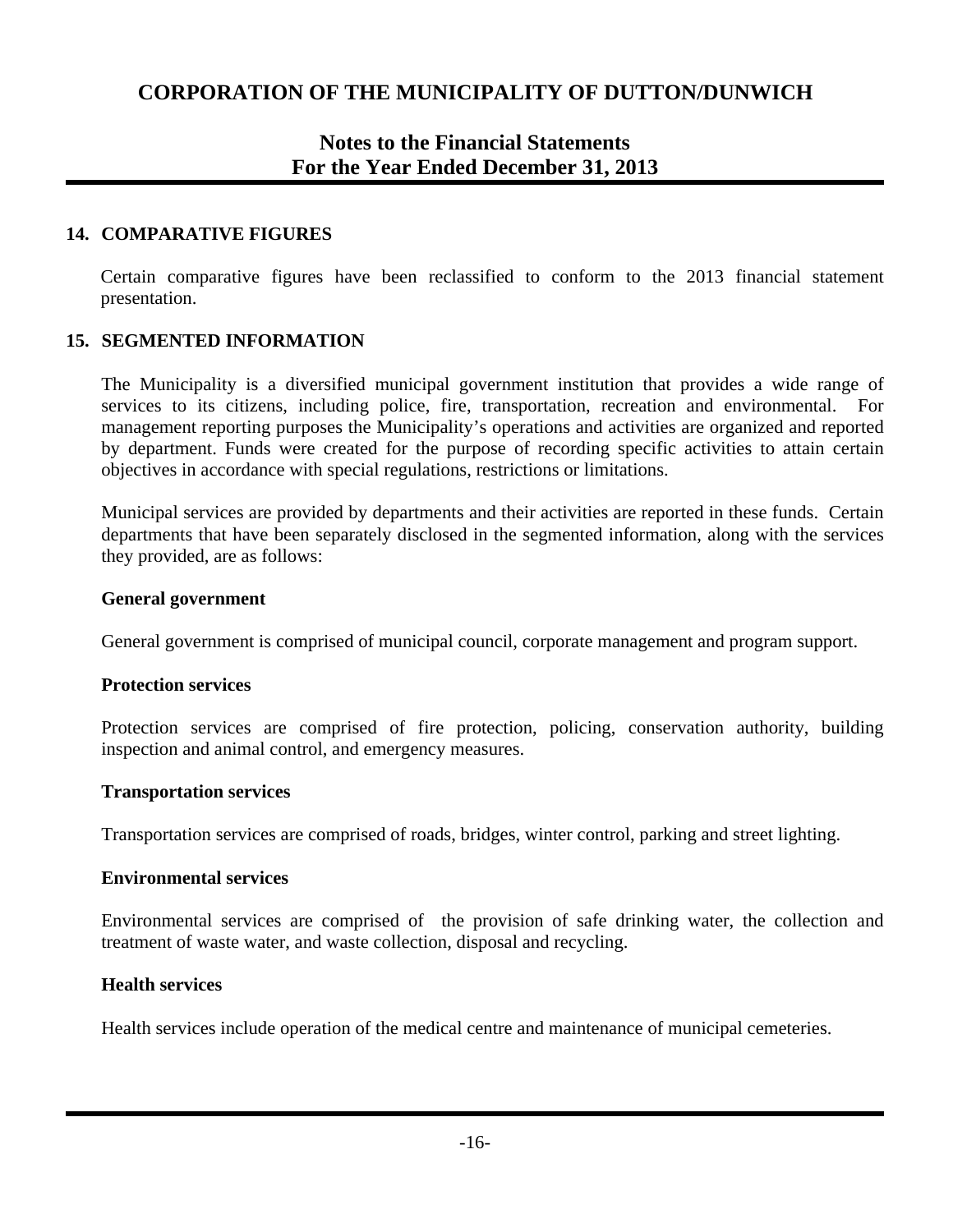# CORPORATION OF THE MUNICIPALITY OF DUTTON/DUNWICH

## Notes to the Financial Statements
## For the Year Ended December 31, 2013

### 14. COMPARATIVE FIGURES

Certain comparative figures have been reclassified to conform to the 2013 financial statement presentation.

### 15. SEGMENTED INFORMATION

The Municipality is a diversified municipal government institution that provides a wide range of services to its citizens, including police, fire, transportation, recreation and environmental. For management reporting purposes the Municipality's operations and activities are organized and reported by department. Funds were created for the purpose of recording specific activities to attain certain objectives in accordance with special regulations, restrictions or limitations.

Municipal services are provided by departments and their activities are reported in these funds. Certain departments that have been separately disclosed in the segmented information, along with the services they provided, are as follows:

**General government**

General government is comprised of municipal council, corporate management and program support.

**Protection services**

Protection services are comprised of fire protection, policing, conservation authority, building inspection and animal control, and emergency measures.

**Transportation services**

Transportation services are comprised of roads, bridges, winter control, parking and street lighting.

**Environmental services**

Environmental services are comprised of the provision of safe drinking water, the collection and treatment of waste water, and waste collection, disposal and recycling.

**Health services**

Health services include operation of the medical centre and maintenance of municipal cemeteries.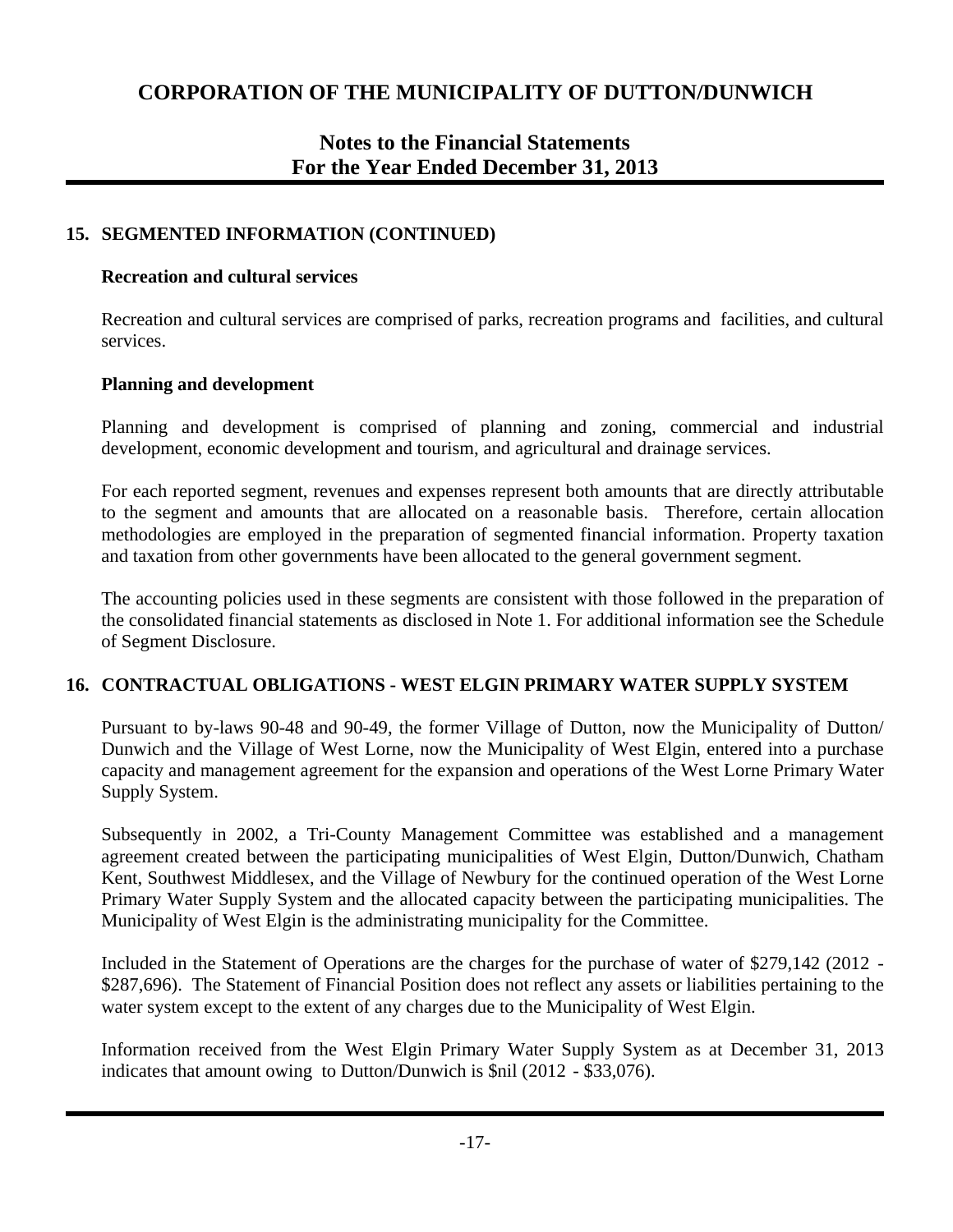# CORPORATION OF THE MUNICIPALITY OF DUTTON/DUNWICH

## Notes to the Financial Statements
## For the Year Ended December 31, 2013

### 15. SEGMENTED INFORMATION (CONTINUED)

**Recreation and cultural services**

Recreation and cultural services are comprised of parks, recreation programs and facilities, and cultural services.

**Planning and development**

Planning and development is comprised of planning and zoning, commercial and industrial development, economic development and tourism, and agricultural and drainage services.

For each reported segment, revenues and expenses represent both amounts that are directly attributable to the segment and amounts that are allocated on a reasonable basis. Therefore, certain allocation methodologies are employed in the preparation of segmented financial information. Property taxation and taxation from other governments have been allocated to the general government segment.

The accounting policies used in these segments are consistent with those followed in the preparation of the consolidated financial statements as disclosed in Note 1. For additional information see the Schedule of Segment Disclosure.

### 16. CONTRACTUAL OBLIGATIONS - WEST ELGIN PRIMARY WATER SUPPLY SYSTEM

Pursuant to by-laws 90-48 and 90-49, the former Village of Dutton, now the Municipality of Dutton/ Dunwich and the Village of West Lorne, now the Municipality of West Elgin, entered into a purchase capacity and management agreement for the expansion and operations of the West Lorne Primary Water Supply System.

Subsequently in 2002, a Tri-County Management Committee was established and a management agreement created between the participating municipalities of West Elgin, Dutton/Dunwich, Chatham Kent, Southwest Middlesex, and the Village of Newbury for the continued operation of the West Lorne Primary Water Supply System and the allocated capacity between the participating municipalities. The Municipality of West Elgin is the administrating municipality for the Committee.

Included in the Statement of Operations are the charges for the purchase of water of $279,142 (2012 - $287,696). The Statement of Financial Position does not reflect any assets or liabilities pertaining to the water system except to the extent of any charges due to the Municipality of West Elgin.

Information received from the West Elgin Primary Water Supply System as at December 31, 2013 indicates that amount owing to Dutton/Dunwich is $nil (2012 - $33,076).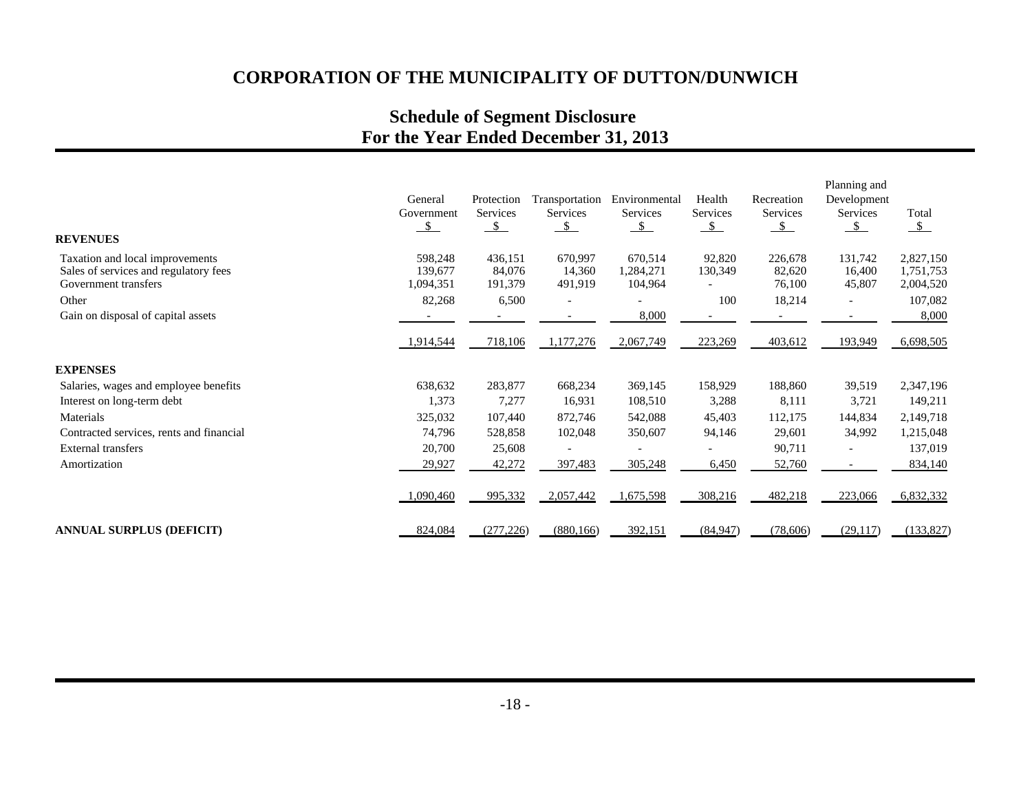# CORPORATION OF THE MUNICIPALITY OF DUTTON/DUNWICH

## Schedule of Segment Disclosure
## For the Year Ended December 31, 2013

| | General Government | Protection Services | Transportation Services | Environmental Services | Health Services | Recreation Services | Planning and Development Services | Total |
|---|---|---|---|---|---|---|---|---|
| | $ | $ | $ | $ | $ | $ | $ | $ |
| **REVENUES** | | | | | | | | |
| Taxation and local improvements | 598,248 | 436,151 | 670,997 | 670,514 | 92,820 | 226,678 | 131,742 | 2,827,150 |
| Sales of services and regulatory fees | 139,677 | 84,076 | 14,360 | 1,284,271 | 130,349 | 82,620 | 16,400 | 1,751,753 |
| Government transfers | 1,094,351 | 191,379 | 491,919 | 104,964 | - | 76,100 | 45,807 | 2,004,520 |
| Other | 82,268 | 6,500 | - | - | 100 | 18,214 | - | 107,082 |
| Gain on disposal of capital assets | - | - | - | 8,000 | - | - | - | 8,000 |
| | 1,914,544 | 718,106 | 1,177,276 | 2,067,749 | 223,269 | 403,612 | 193,949 | 6,698,505 |
| **EXPENSES** | | | | | | | | |
| Salaries, wages and employee benefits | 638,632 | 283,877 | 668,234 | 369,145 | 158,929 | 188,860 | 39,519 | 2,347,196 |
| Interest on long-term debt | 1,373 | 7,277 | 16,931 | 108,510 | 3,288 | 8,111 | 3,721 | 149,211 |
| Materials | 325,032 | 107,440 | 872,746 | 542,088 | 45,403 | 112,175 | 144,834 | 2,149,718 |
| Contracted services, rents and financial | 74,796 | 528,858 | 102,048 | 350,607 | 94,146 | 29,601 | 34,992 | 1,215,048 |
| External transfers | 20,700 | 25,608 | - | - | - | 90,711 | - | 137,019 |
| Amortization | 29,927 | 42,272 | 397,483 | 305,248 | 6,450 | 52,760 | - | 834,140 |
| | 1,090,460 | 995,332 | 2,057,442 | 1,675,598 | 308,216 | 482,218 | 223,066 | 6,832,332 |
| **ANNUAL SURPLUS (DEFICIT)** | 824,084 | (277,226) | (880,166) | 392,151 | (84,947) | (78,606) | (29,117) | (133,827) |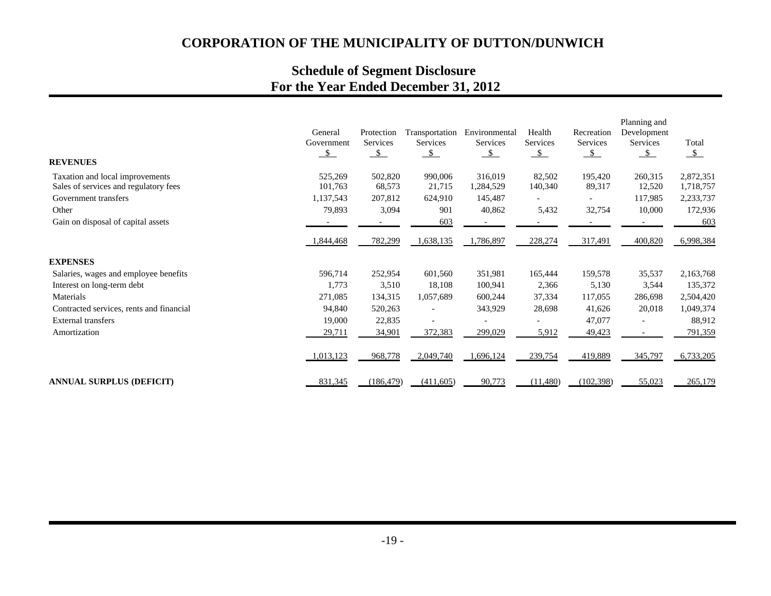# CORPORATION OF THE MUNICIPALITY OF DUTTON/DUNWICH

## Schedule of Segment Disclosure
## For the Year Ended December 31, 2012

| | General Government | Protection Services | Transportation Services | Environmental Services | Health Services | Recreation Services | Planning and Development Services | Total |
|---|---|---|---|---|---|---|---|---|
| | $ | $ | $ | $ | $ | $ | $ | $ |
| **REVENUES** | | | | | | | | |
| Taxation and local improvements | 525,269 | 502,820 | 990,006 | 316,019 | 82,502 | 195,420 | 260,315 | 2,872,351 |
| Sales of services and regulatory fees | 101,763 | 68,573 | 21,715 | 1,284,529 | 140,340 | 89,317 | 12,520 | 1,718,757 |
| Government transfers | 1,137,543 | 207,812 | 624,910 | 145,487 | - | - | 117,985 | 2,233,737 |
| Other | 79,893 | 3,094 | 901 | 40,862 | 5,432 | 32,754 | 10,000 | 172,936 |
| Gain on disposal of capital assets | - | - | 603 | - | - | - | - | 603 |
| | 1,844,468 | 782,299 | 1,638,135 | 1,786,897 | 228,274 | 317,491 | 400,820 | 6,998,384 |
| **EXPENSES** | | | | | | | | |
| Salaries, wages and employee benefits | 596,714 | 252,954 | 601,560 | 351,981 | 165,444 | 159,578 | 35,537 | 2,163,768 |
| Interest on long-term debt | 1,773 | 3,510 | 18,108 | 100,941 | 2,366 | 5,130 | 3,544 | 135,372 |
| Materials | 271,085 | 134,315 | 1,057,689 | 600,244 | 37,334 | 117,055 | 286,698 | 2,504,420 |
| Contracted services, rents and financial | 94,840 | 520,263 | - | 343,929 | 28,698 | 41,626 | 20,018 | 1,049,374 |
| External transfers | 19,000 | 22,835 | - | - | - | 47,077 | - | 88,912 |
| Amortization | 29,711 | 34,901 | 372,383 | 299,029 | 5,912 | 49,423 | - | 791,359 |
| | 1,013,123 | 968,778 | 2,049,740 | 1,696,124 | 239,754 | 419,889 | 345,797 | 6,733,205 |
| **ANNUAL SURPLUS (DEFICIT)** | 831,345 | (186,479) | (411,605) | 90,773 | (11,480) | (102,398) | 55,023 | 265,179 |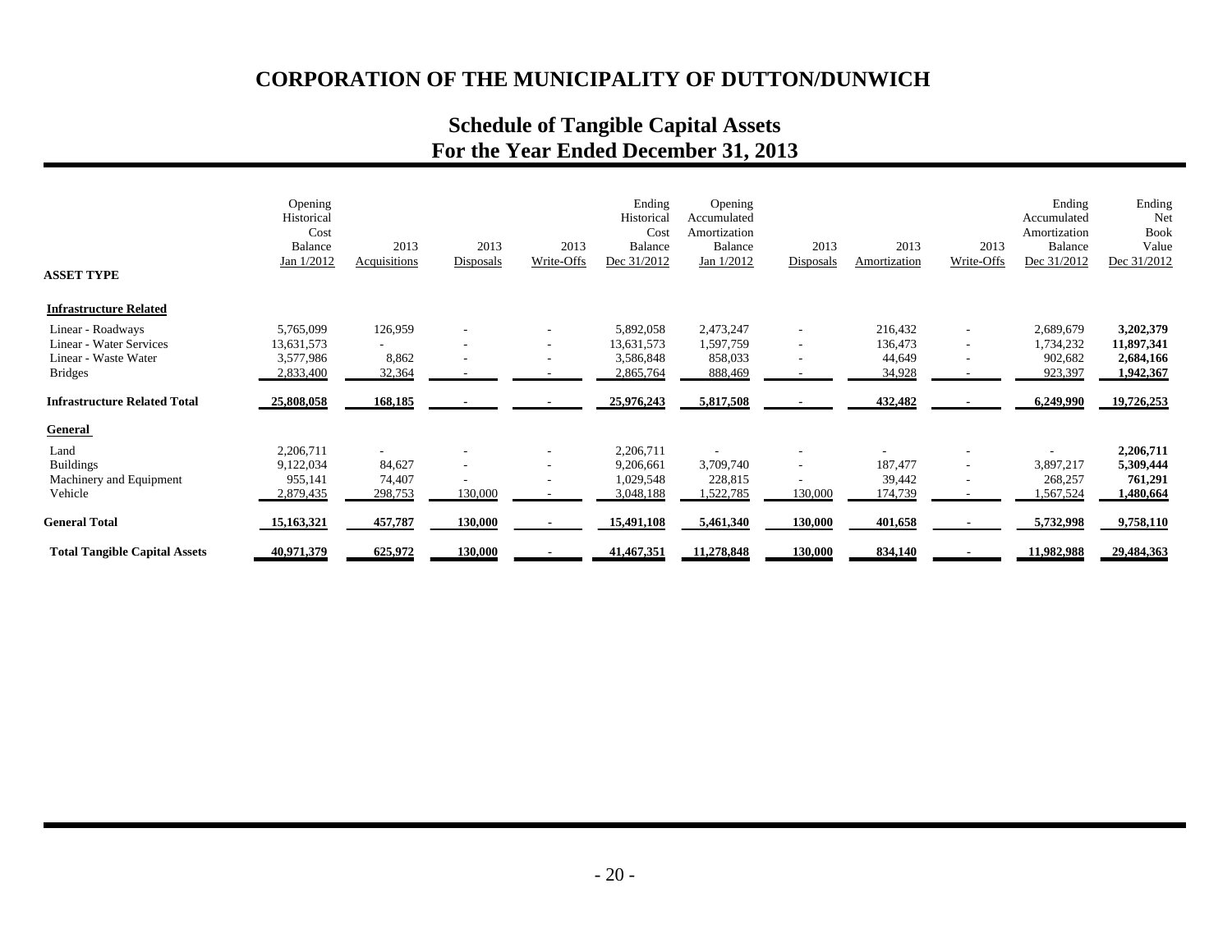# CORPORATION OF THE MUNICIPALITY OF DUTTON/DUNWICH

## Schedule of Tangible Capital Assets
## For the Year Ended December 31, 2013

| ASSET TYPE | Opening Historical Cost Balance Jan 1/2012 | 2013 Acquisitions | 2013 Disposals | 2013 Write-Offs | Ending Historical Cost Balance Dec 31/2012 | Opening Accumulated Amortization Balance Jan 1/2012 | 2013 Disposals | 2013 Amortization | 2013 Write-Offs | Ending Accumulated Amortization Balance Dec 31/2012 | Ending Net Book Value Dec 31/2012 |
|---|---|---|---|---|---|---|---|---|---|---|---|
| **Infrastructure Related** | | | | | | | | | | | |
| Linear - Roadways | 5,765,099 | 126,959 | - | - | 5,892,058 | 2,473,247 | - | 216,432 | - | 2,689,679 | **3,202,379** |
| Linear - Water Services | 13,631,573 | - | - | - | 13,631,573 | 1,597,759 | - | 136,473 | - | 1,734,232 | **11,897,341** |
| Linear - Waste Water | 3,577,986 | 8,862 | - | - | 3,586,848 | 858,033 | - | 44,649 | - | 902,682 | **2,684,166** |
| Bridges | 2,833,400 | 32,364 | - | - | 2,865,764 | 888,469 | - | 34,928 | - | 923,397 | **1,942,367** |
| **Infrastructure Related Total** | **25,808,058** | **168,185** | **-** | **-** | **25,976,243** | **5,817,508** | **-** | **432,482** | **-** | **6,249,990** | **19,726,253** |
| **General** | | | | | | | | | | | |
| Land | 2,206,711 | - | - | - | 2,206,711 | - | - | - | - | - | **2,206,711** |
| Buildings | 9,122,034 | 84,627 | - | - | 9,206,661 | 3,709,740 | - | 187,477 | - | 3,897,217 | **5,309,444** |
| Machinery and Equipment | 955,141 | 74,407 | - | - | 1,029,548 | 228,815 | - | 39,442 | - | 268,257 | **761,291** |
| Vehicle | 2,879,435 | 298,753 | 130,000 | - | 3,048,188 | 1,522,785 | 130,000 | 174,739 | - | 1,567,524 | **1,480,664** |
| **General Total** | **15,163,321** | **457,787** | **130,000** | **-** | **15,491,108** | **5,461,340** | **130,000** | **401,658** | **-** | **5,732,998** | **9,758,110** |
| **Total Tangible Capital Assets** | **40,971,379** | **625,972** | **130,000** | **-** | **41,467,351** | **11,278,848** | **130,000** | **834,140** | **-** | **11,982,988** | **29,484,363** |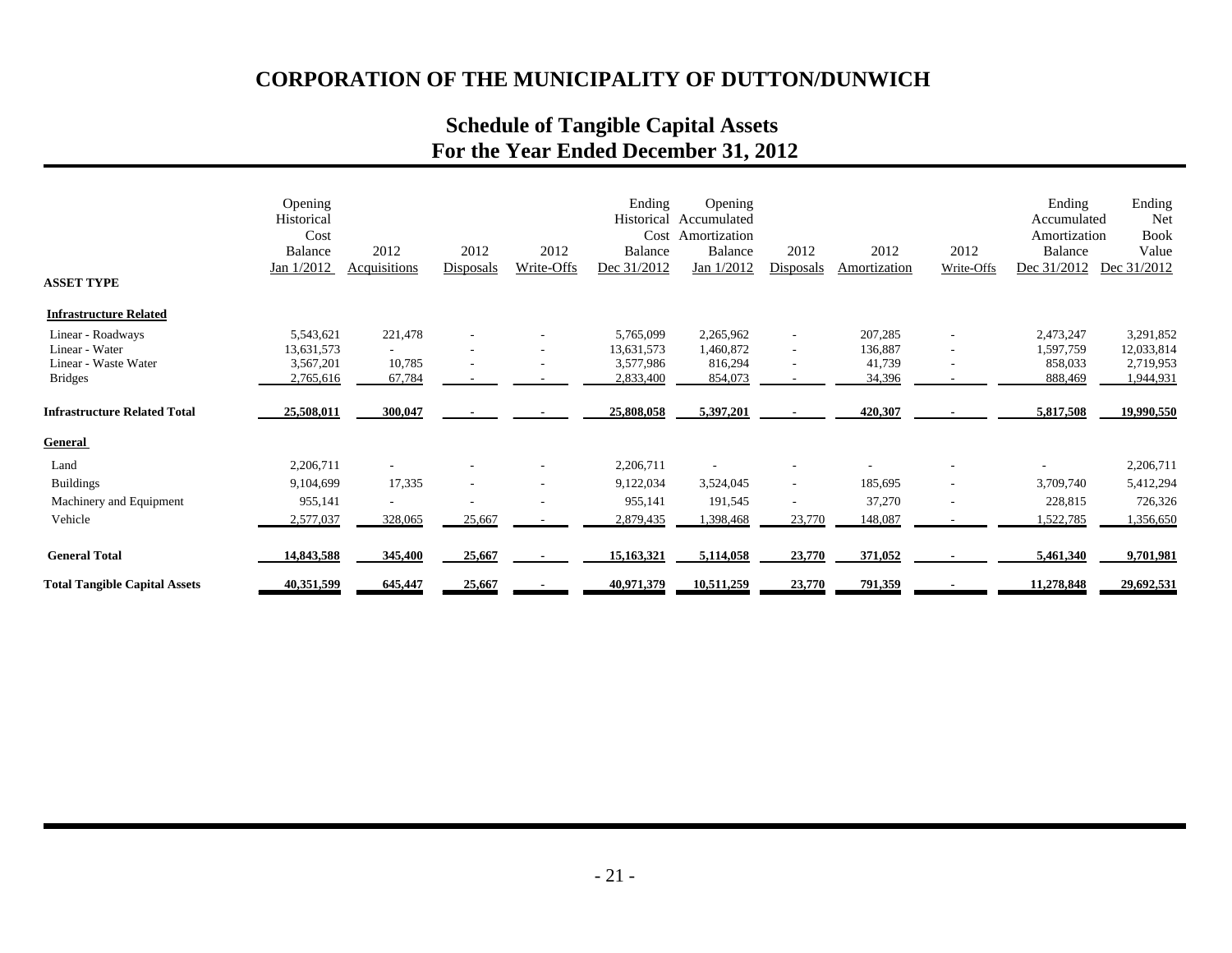# CORPORATION OF THE MUNICIPALITY OF DUTTON/DUNWICH

## Schedule of Tangible Capital Assets
## For the Year Ended December 31, 2012

| ASSET TYPE | Opening Historical Cost Balance Jan 1/2012 | 2012 Acquisitions | 2012 Disposals | 2012 Write-Offs | Ending Historical Cost Balance Dec 31/2012 | Opening Accumulated Amortization Balance Jan 1/2012 | 2012 Disposals | 2012 Amortization | 2012 Write-Offs | Ending Accumulated Amortization Balance Dec 31/2012 | Ending Net Book Value Dec 31/2012 |
|---|---|---|---|---|---|---|---|---|---|---|---|
| **Infrastructure Related** | | | | | | | | | | | |
| Linear - Roadways | 5,543,621 | 221,478 | - | - | 5,765,099 | 2,265,962 | - | 207,285 | - | 2,473,247 | 3,291,852 |
| Linear - Water | 13,631,573 | - | - | - | 13,631,573 | 1,460,872 | - | 136,887 | - | 1,597,759 | 12,033,814 |
| Linear - Waste Water | 3,567,201 | 10,785 | - | - | 3,577,986 | 816,294 | - | 41,739 | - | 858,033 | 2,719,953 |
| Bridges | 2,765,616 | 67,784 | - | - | 2,833,400 | 854,073 | - | 34,396 | - | 888,469 | 1,944,931 |
| **Infrastructure Related Total** | **25,508,011** | **300,047** | **-** | **-** | **25,808,058** | **5,397,201** | **-** | **420,307** | **-** | **5,817,508** | **19,990,550** |
| **General** | | | | | | | | | | | |
| Land | 2,206,711 | - | - | - | 2,206,711 | - | - | - | - | - | 2,206,711 |
| Buildings | 9,104,699 | 17,335 | - | - | 9,122,034 | 3,524,045 | - | 185,695 | - | 3,709,740 | 5,412,294 |
| Machinery and Equipment | 955,141 | - | - | - | 955,141 | 191,545 | - | 37,270 | - | 228,815 | 726,326 |
| Vehicle | 2,577,037 | 328,065 | 25,667 | - | 2,879,435 | 1,398,468 | 23,770 | 148,087 | - | 1,522,785 | 1,356,650 |
| **General Total** | **14,843,588** | **345,400** | **25,667** | **-** | **15,163,321** | **5,114,058** | **23,770** | **371,052** | **-** | **5,461,340** | **9,701,981** |
| **Total Tangible Capital Assets** | **40,351,599** | **645,447** | **25,667** | **-** | **40,971,379** | **10,511,259** | **23,770** | **791,359** | **-** | **11,278,848** | **29,692,531** |